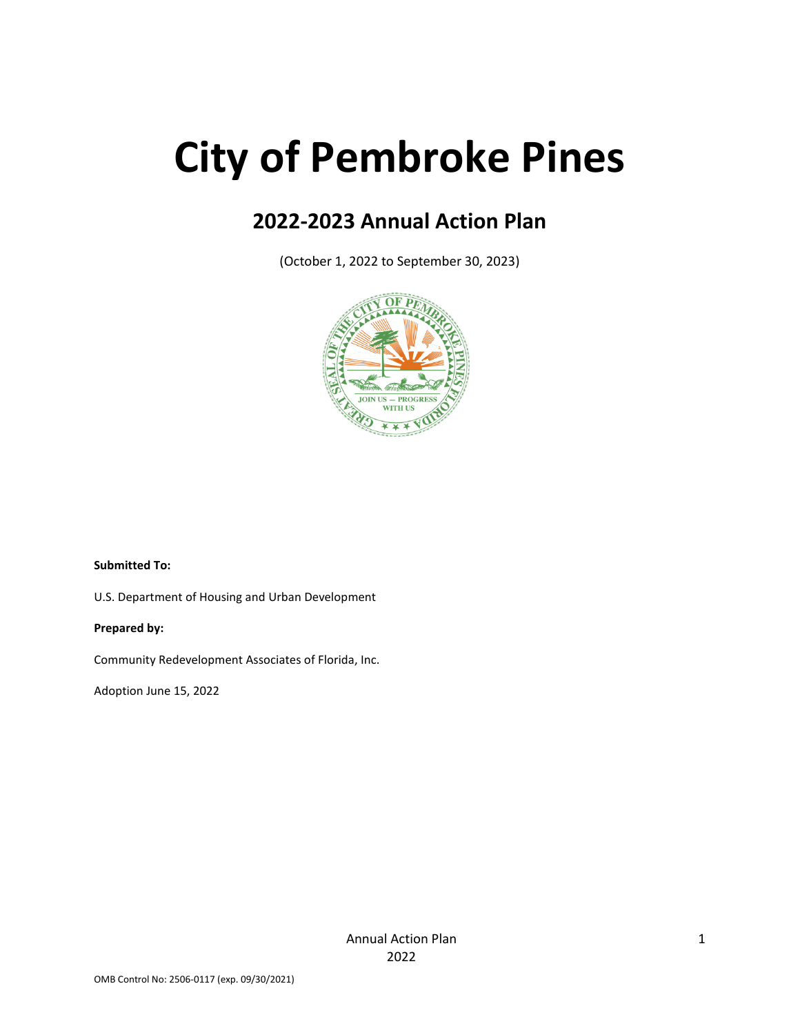# City of Pembroke Pines

## 2022-2023 Annual Action Plan

(October 1, 2022 to September 30, 2023)

**Submitted To:**

U.S. Department of Housing and Urban Development

**Prepared by:**

Community Redevelopment Associates of Florida, Inc.

Adoption June 15, 2022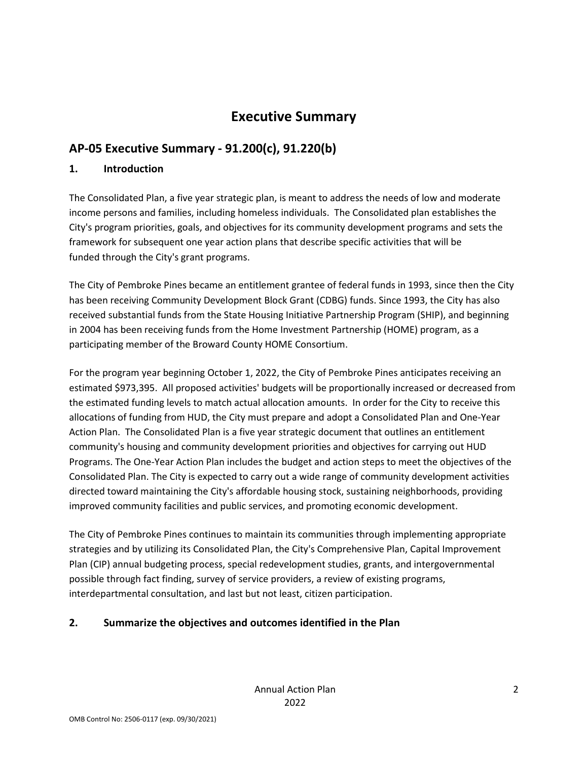# Executive Summary

## AP-05 Executive Summary - 91.200(c), 91.220(b)

### 1. Introduction

The Consolidated Plan, a five year strategic plan, is meant to address the needs of low and moderate income persons and families, including homeless individuals. The Consolidated plan establishes the City's program priorities, goals, and objectives for its community development programs and sets the framework for subsequent one year action plans that describe specific activities that will be funded through the City's grant programs.

The City of Pembroke Pines became an entitlement grantee of federal funds in 1993, since then the City has been receiving Community Development Block Grant (CDBG) funds. Since 1993, the City has also received substantial funds from the State Housing Initiative Partnership Program (SHIP), and beginning in 2004 has been receiving funds from the Home Investment Partnership (HOME) program, as a participating member of the Broward County HOME Consortium.

For the program year beginning October 1, 2022, the City of Pembroke Pines anticipates receiving an estimated $973,395. All proposed activities' budgets will be proportionally increased or decreased from the estimated funding levels to match actual allocation amounts. In order for the City to receive this allocations of funding from HUD, the City must prepare and adopt a Consolidated Plan and One-Year Action Plan. The Consolidated Plan is a five year strategic document that outlines an entitlement community's housing and community development priorities and objectives for carrying out HUD Programs. The One-Year Action Plan includes the budget and action steps to meet the objectives of the Consolidated Plan. The City is expected to carry out a wide range of community development activities directed toward maintaining the City's affordable housing stock, sustaining neighborhoods, providing improved community facilities and public services, and promoting economic development.

The City of Pembroke Pines continues to maintain its communities through implementing appropriate strategies and by utilizing its Consolidated Plan, the City's Comprehensive Plan, Capital Improvement Plan (CIP) annual budgeting process, special redevelopment studies, grants, and intergovernmental possible through fact finding, survey of service providers, a review of existing programs, interdepartmental consultation, and last but not least, citizen participation.

### 2. Summarize the objectives and outcomes identified in the Plan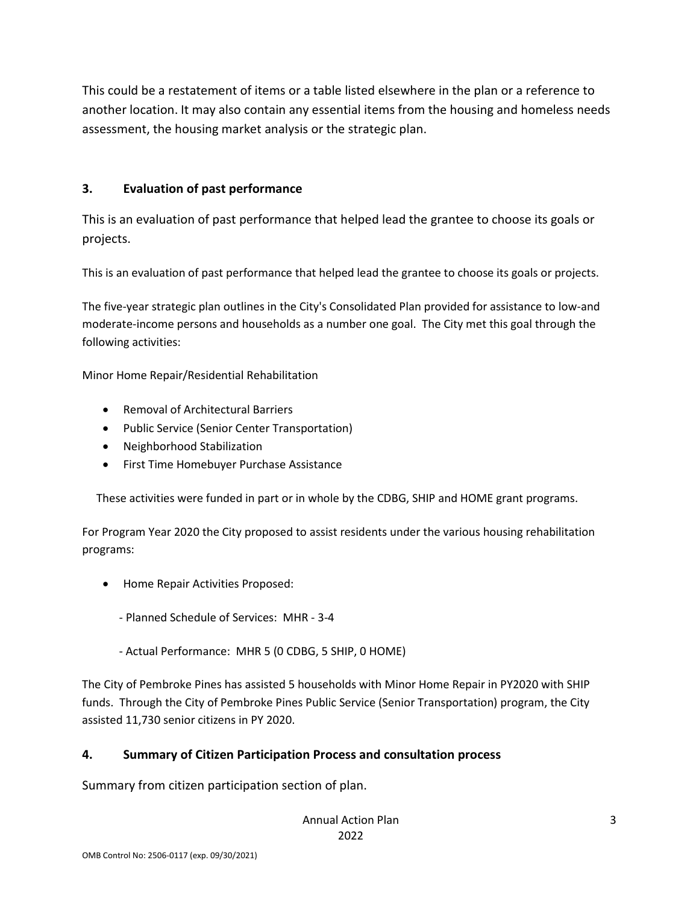This could be a restatement of items or a table listed elsewhere in the plan or a reference to another location. It may also contain any essential items from the housing and homeless needs assessment, the housing market analysis or the strategic plan.

### 3. Evaluation of past performance

This is an evaluation of past performance that helped lead the grantee to choose its goals or projects.

This is an evaluation of past performance that helped lead the grantee to choose its goals or projects.

The five-year strategic plan outlines in the City's Consolidated Plan provided for assistance to low-and moderate-income persons and households as a number one goal. The City met this goal through the following activities:

Minor Home Repair/Residential Rehabilitation

- Removal of Architectural Barriers
- Public Service (Senior Center Transportation)
- Neighborhood Stabilization
- First Time Homebuyer Purchase Assistance

These activities were funded in part or in whole by the CDBG, SHIP and HOME grant programs.

For Program Year 2020 the City proposed to assist residents under the various housing rehabilitation programs:

- Home Repair Activities Proposed:
  - Planned Schedule of Services: MHR - 3-4
  - Actual Performance: MHR 5 (0 CDBG, 5 SHIP, 0 HOME)

The City of Pembroke Pines has assisted 5 households with Minor Home Repair in PY2020 with SHIP funds. Through the City of Pembroke Pines Public Service (Senior Transportation) program, the City assisted 11,730 senior citizens in PY 2020.

### 4. Summary of Citizen Participation Process and consultation process

Summary from citizen participation section of plan.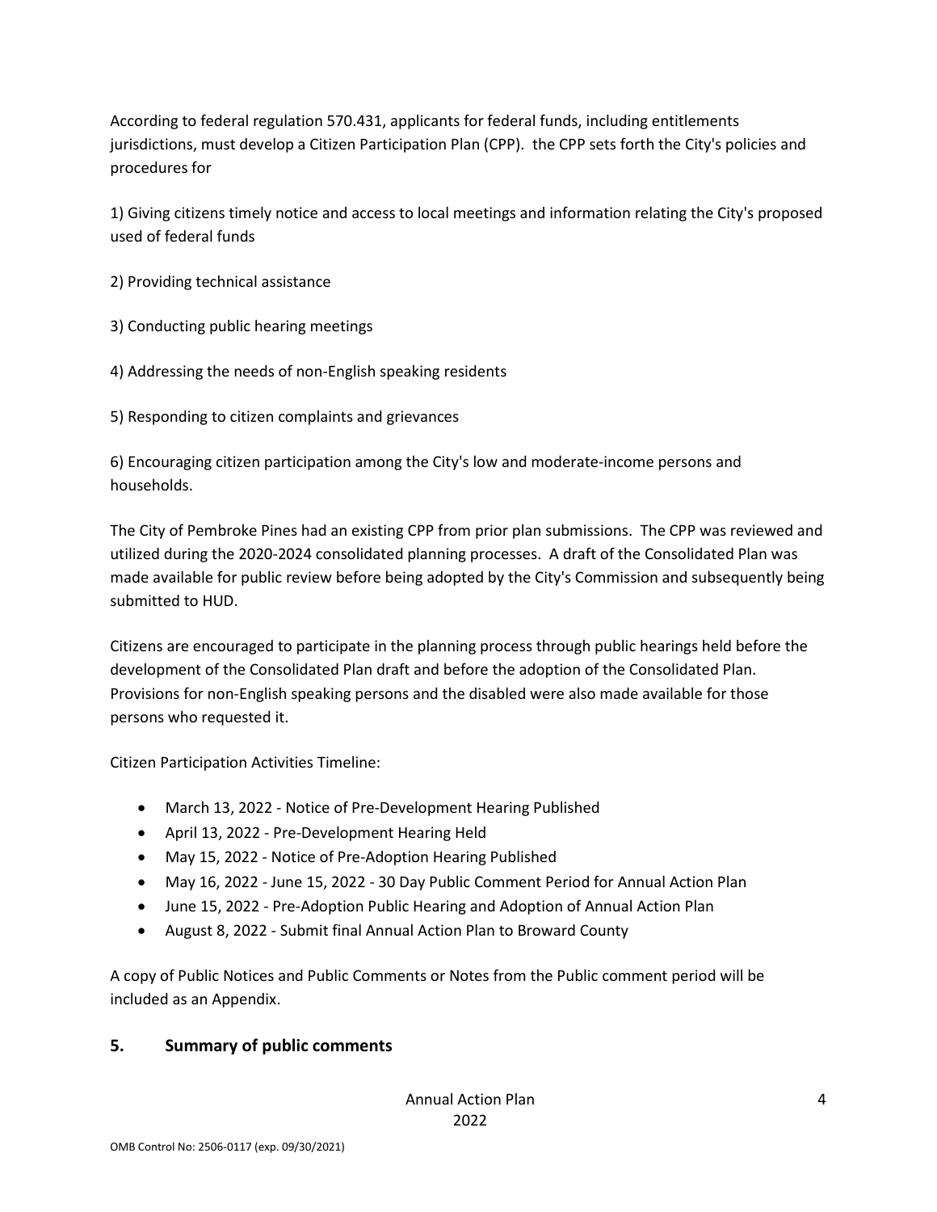According to federal regulation 570.431, applicants for federal funds, including entitlements jurisdictions, must develop a Citizen Participation Plan (CPP). the CPP sets forth the City's policies and procedures for

1) Giving citizens timely notice and access to local meetings and information relating the City's proposed used of federal funds

2) Providing technical assistance

3) Conducting public hearing meetings

4) Addressing the needs of non-English speaking residents

5) Responding to citizen complaints and grievances

6) Encouraging citizen participation among the City's low and moderate-income persons and households.

The City of Pembroke Pines had an existing CPP from prior plan submissions. The CPP was reviewed and utilized during the 2020-2024 consolidated planning processes. A draft of the Consolidated Plan was made available for public review before being adopted by the City's Commission and subsequently being submitted to HUD.

Citizens are encouraged to participate in the planning process through public hearings held before the development of the Consolidated Plan draft and before the adoption of the Consolidated Plan. Provisions for non-English speaking persons and the disabled were also made available for those persons who requested it.

Citizen Participation Activities Timeline:

- March 13, 2022 - Notice of Pre-Development Hearing Published
- April 13, 2022 - Pre-Development Hearing Held
- May 15, 2022 - Notice of Pre-Adoption Hearing Published
- May 16, 2022 - June 15, 2022 - 30 Day Public Comment Period for Annual Action Plan
- June 15, 2022 - Pre-Adoption Public Hearing and Adoption of Annual Action Plan
- August 8, 2022 - Submit final Annual Action Plan to Broward County

A copy of Public Notices and Public Comments or Notes from the Public comment period will be included as an Appendix.

## 5. Summary of public comments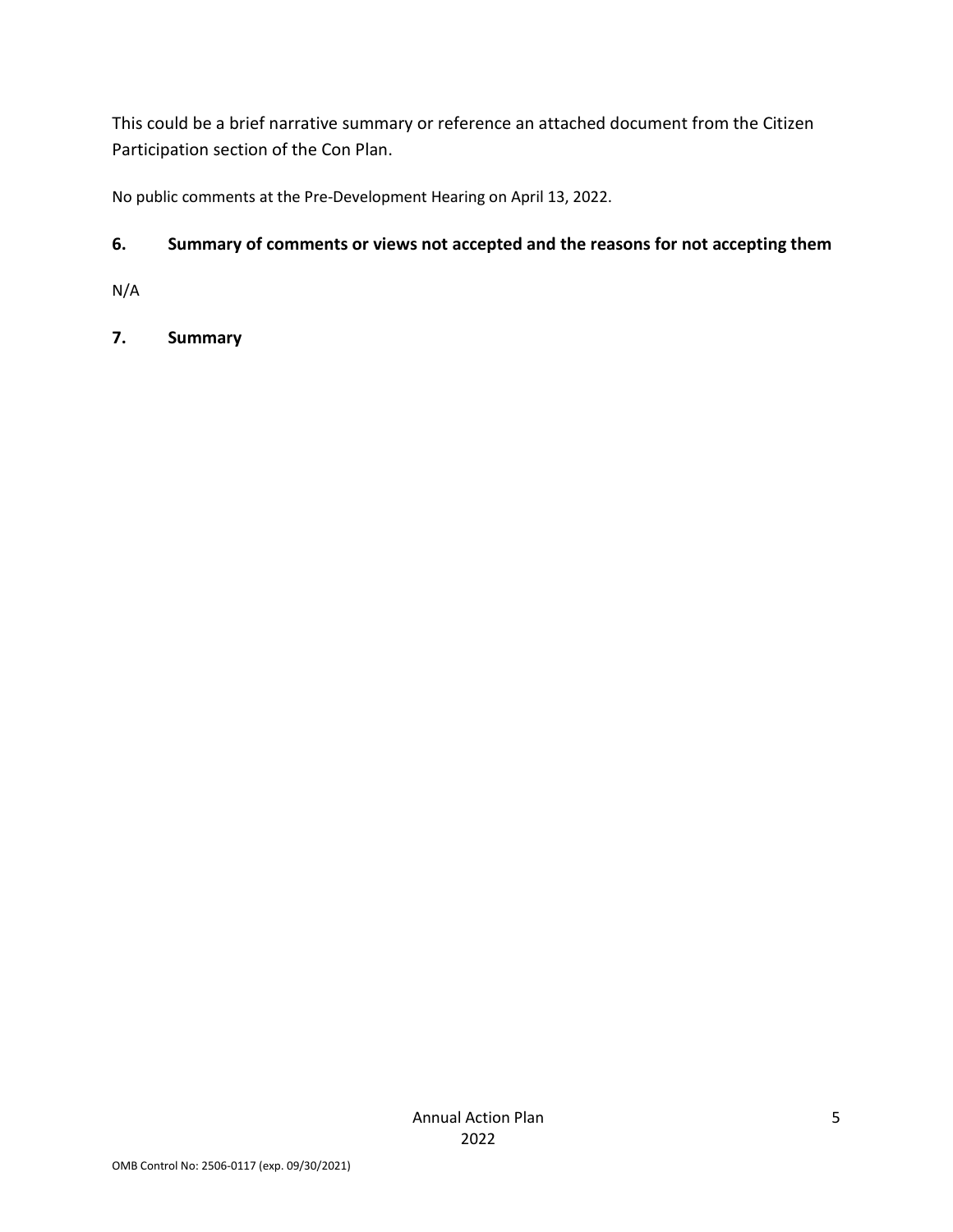This could be a brief narrative summary or reference an attached document from the Citizen Participation section of the Con Plan.

No public comments at the Pre-Development Hearing on April 13, 2022.

## 6. Summary of comments or views not accepted and the reasons for not accepting them

N/A

## 7. Summary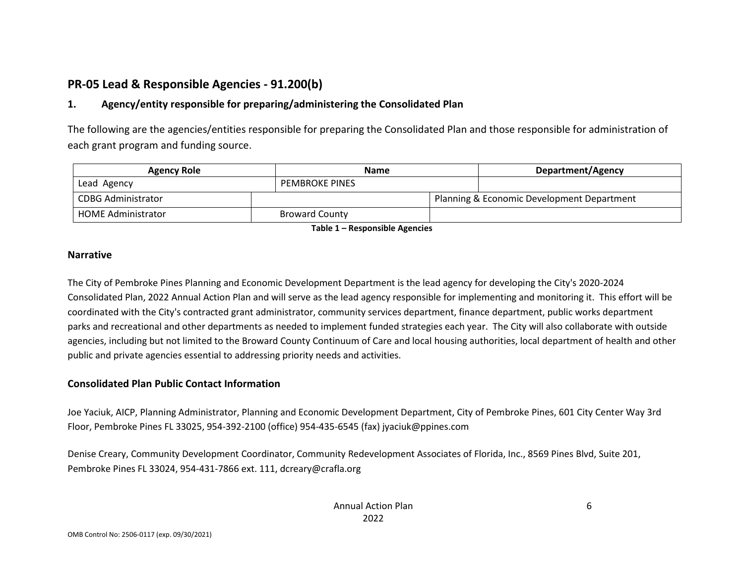## PR-05 Lead & Responsible Agencies - 91.200(b)

### 1. Agency/entity responsible for preparing/administering the Consolidated Plan

The following are the agencies/entities responsible for preparing the Consolidated Plan and those responsible for administration of each grant program and funding source.

| Agency Role | Name | Department/Agency |
|---|---|---|
| Lead Agency | PEMBROKE PINES | |
| CDBG Administrator | | Planning & Economic Development Department |
| HOME Administrator | Broward County | |

**Table 1 – Responsible Agencies**

### Narrative

The City of Pembroke Pines Planning and Economic Development Department is the lead agency for developing the City's 2020-2024 Consolidated Plan, 2022 Annual Action Plan and will serve as the lead agency responsible for implementing and monitoring it. This effort will be coordinated with the City's contracted grant administrator, community services department, finance department, public works department parks and recreational and other departments as needed to implement funded strategies each year. The City will also collaborate with outside agencies, including but not limited to the Broward County Continuum of Care and local housing authorities, local department of health and other public and private agencies essential to addressing priority needs and activities.

### Consolidated Plan Public Contact Information

Joe Yaciuk, AICP, Planning Administrator, Planning and Economic Development Department, City of Pembroke Pines, 601 City Center Way 3rd Floor, Pembroke Pines FL 33025, 954-392-2100 (office) 954-435-6545 (fax) jyaciuk@ppines.com

Denise Creary, Community Development Coordinator, Community Redevelopment Associates of Florida, Inc., 8569 Pines Blvd, Suite 201, Pembroke Pines FL 33024, 954-431-7866 ext. 111, dcreary@crafla.org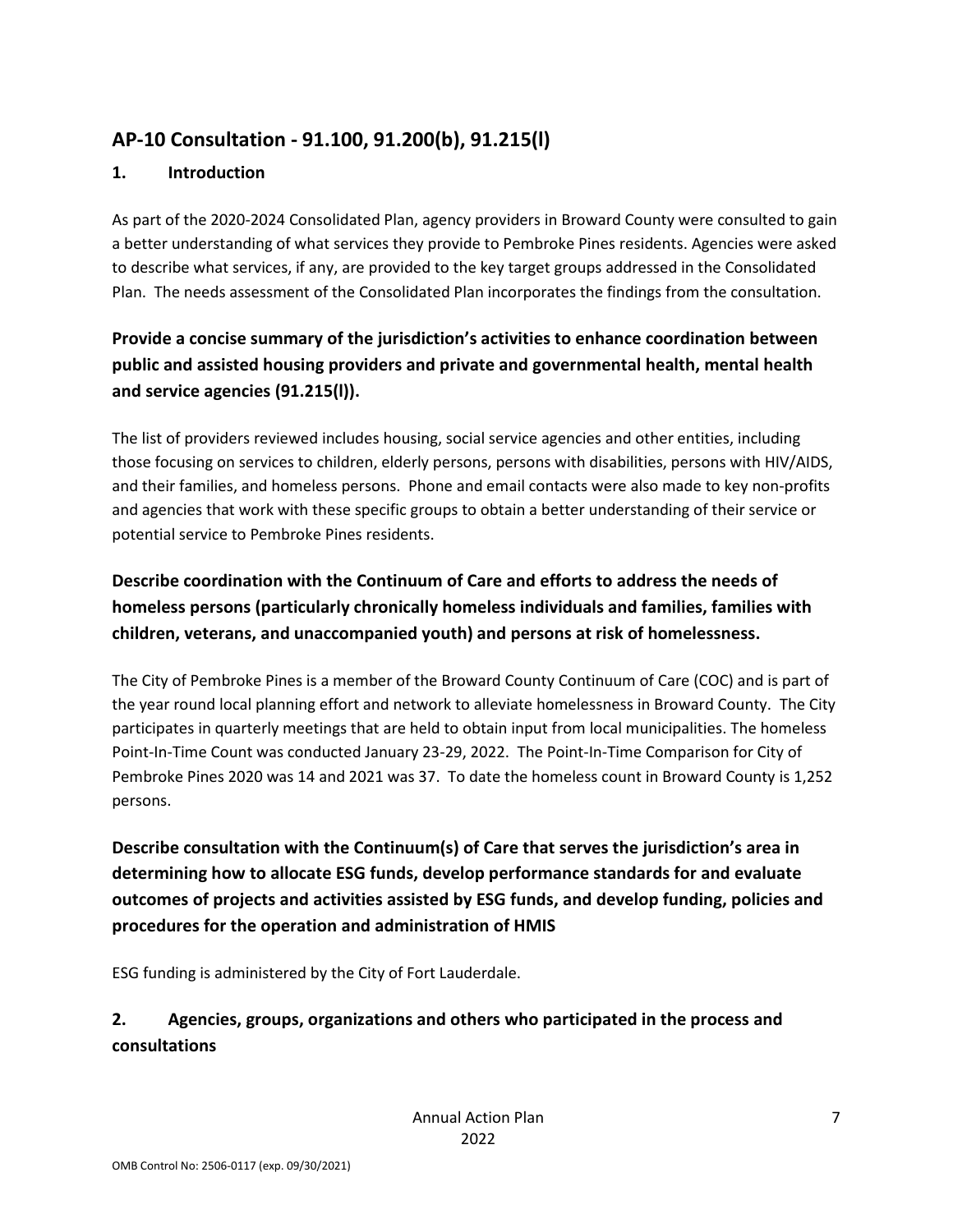## AP-10 Consultation - 91.100, 91.200(b), 91.215(l)

### 1. Introduction

As part of the 2020-2024 Consolidated Plan, agency providers in Broward County were consulted to gain a better understanding of what services they provide to Pembroke Pines residents. Agencies were asked to describe what services, if any, are provided to the key target groups addressed in the Consolidated Plan. The needs assessment of the Consolidated Plan incorporates the findings from the consultation.

### Provide a concise summary of the jurisdiction's activities to enhance coordination between public and assisted housing providers and private and governmental health, mental health and service agencies (91.215(l)).

The list of providers reviewed includes housing, social service agencies and other entities, including those focusing on services to children, elderly persons, persons with disabilities, persons with HIV/AIDS, and their families, and homeless persons. Phone and email contacts were also made to key non-profits and agencies that work with these specific groups to obtain a better understanding of their service or potential service to Pembroke Pines residents.

### Describe coordination with the Continuum of Care and efforts to address the needs of homeless persons (particularly chronically homeless individuals and families, families with children, veterans, and unaccompanied youth) and persons at risk of homelessness.

The City of Pembroke Pines is a member of the Broward County Continuum of Care (COC) and is part of the year round local planning effort and network to alleviate homelessness in Broward County. The City participates in quarterly meetings that are held to obtain input from local municipalities. The homeless Point-In-Time Count was conducted January 23-29, 2022. The Point-In-Time Comparison for City of Pembroke Pines 2020 was 14 and 2021 was 37. To date the homeless count in Broward County is 1,252 persons.

### Describe consultation with the Continuum(s) of Care that serves the jurisdiction's area in determining how to allocate ESG funds, develop performance standards for and evaluate outcomes of projects and activities assisted by ESG funds, and develop funding, policies and procedures for the operation and administration of HMIS

ESG funding is administered by the City of Fort Lauderdale.

### 2. Agencies, groups, organizations and others who participated in the process and consultations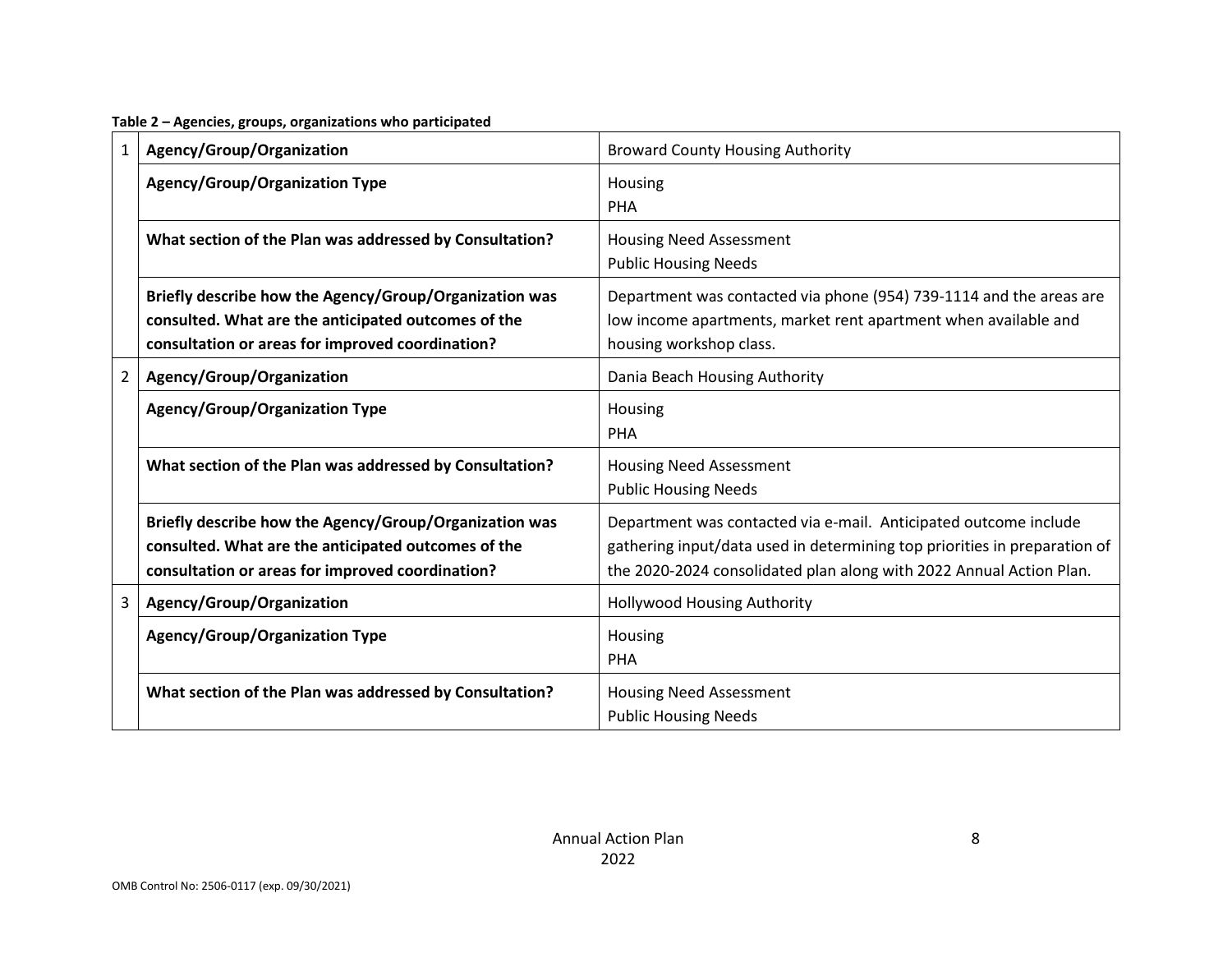**Table 2 – Agencies, groups, organizations who participated**

| | | |
|---|---|---|
| 1 | **Agency/Group/Organization** | Broward County Housing Authority |
| | **Agency/Group/Organization Type** | Housing<br>PHA |
| | **What section of the Plan was addressed by Consultation?** | Housing Need Assessment<br>Public Housing Needs |
| | **Briefly describe how the Agency/Group/Organization was consulted. What are the anticipated outcomes of the consultation or areas for improved coordination?** | Department was contacted via phone (954) 739-1114 and the areas are low income apartments, market rent apartment when available and housing workshop class. |
| 2 | **Agency/Group/Organization** | Dania Beach Housing Authority |
| | **Agency/Group/Organization Type** | Housing<br>PHA |
| | **What section of the Plan was addressed by Consultation?** | Housing Need Assessment<br>Public Housing Needs |
| | **Briefly describe how the Agency/Group/Organization was consulted. What are the anticipated outcomes of the consultation or areas for improved coordination?** | Department was contacted via e-mail. Anticipated outcome include gathering input/data used in determining top priorities in preparation of the 2020-2024 consolidated plan along with 2022 Annual Action Plan. |
| 3 | **Agency/Group/Organization** | Hollywood Housing Authority |
| | **Agency/Group/Organization Type** | Housing<br>PHA |
| | **What section of the Plan was addressed by Consultation?** | Housing Need Assessment<br>Public Housing Needs |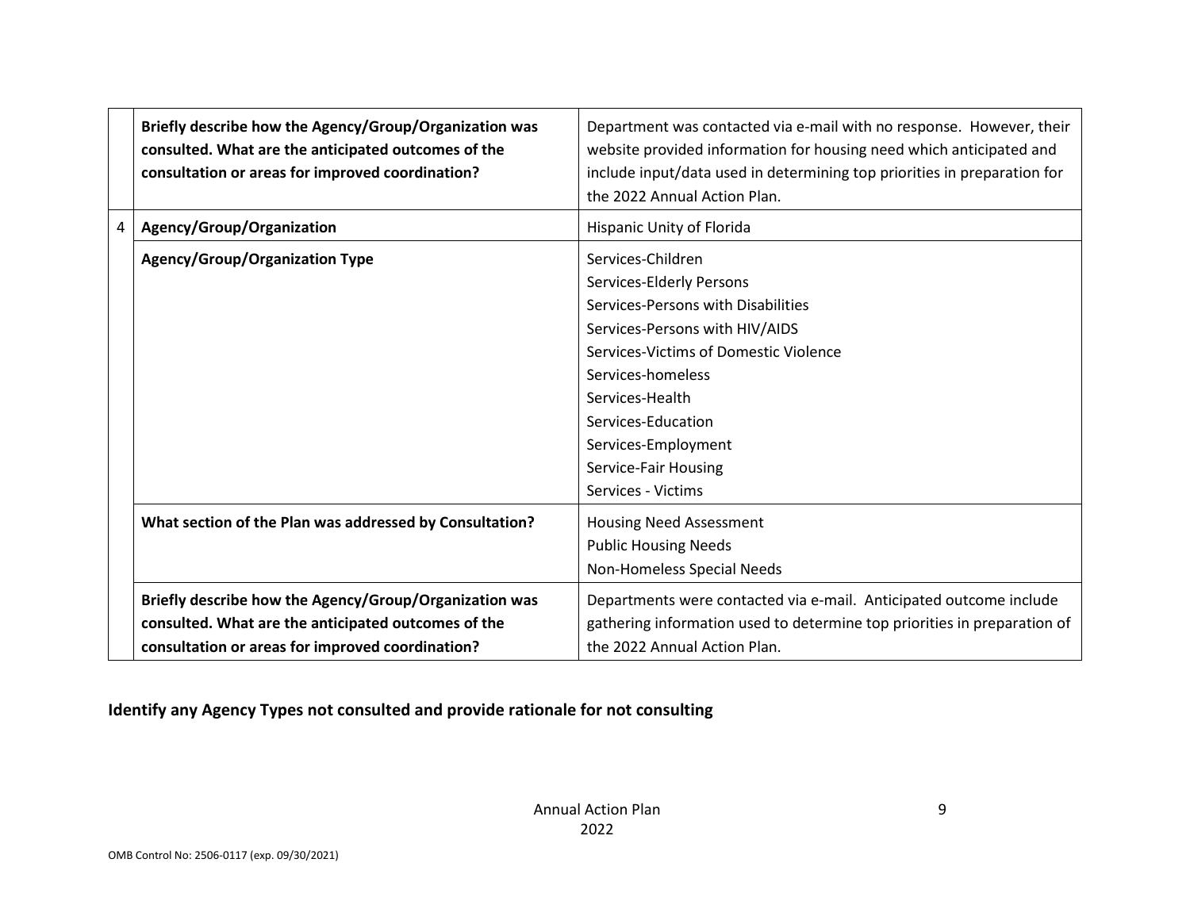|   |   |   |
|---|---|---|
| | **Briefly describe how the Agency/Group/Organization was consulted. What are the anticipated outcomes of the consultation or areas for improved coordination?** | Department was contacted via e-mail with no response. However, their website provided information for housing need which anticipated and include input/data used in determining top priorities in preparation for the 2022 Annual Action Plan. |
| 4 | **Agency/Group/Organization** | Hispanic Unity of Florida |
| | **Agency/Group/Organization Type** | Services-Children<br>Services-Elderly Persons<br>Services-Persons with Disabilities<br>Services-Persons with HIV/AIDS<br>Services-Victims of Domestic Violence<br>Services-homeless<br>Services-Health<br>Services-Education<br>Services-Employment<br>Service-Fair Housing<br>Services - Victims |
| | **What section of the Plan was addressed by Consultation?** | Housing Need Assessment<br>Public Housing Needs<br>Non-Homeless Special Needs |
| | **Briefly describe how the Agency/Group/Organization was consulted. What are the anticipated outcomes of the consultation or areas for improved coordination?** | Departments were contacted via e-mail. Anticipated outcome include gathering information used to determine top priorities in preparation of the 2022 Annual Action Plan. |

**Identify any Agency Types not consulted and provide rationale for not consulting**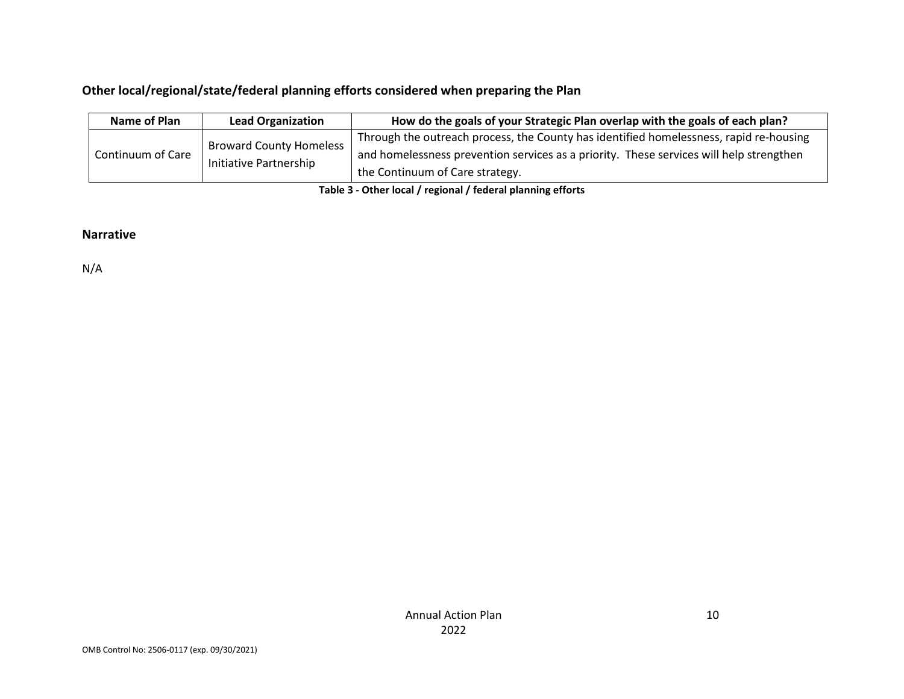**Other local/regional/state/federal planning efforts considered when preparing the Plan**

| Name of Plan | Lead Organization | How do the goals of your Strategic Plan overlap with the goals of each plan? |
|---|---|---|
| Continuum of Care | Broward County Homeless Initiative Partnership | Through the outreach process, the County has identified homelessness, rapid re-housing and homelessness prevention services as a priority. These services will help strengthen the Continuum of Care strategy. |

**Table 3 - Other local / regional / federal planning efforts**

## Narrative

N/A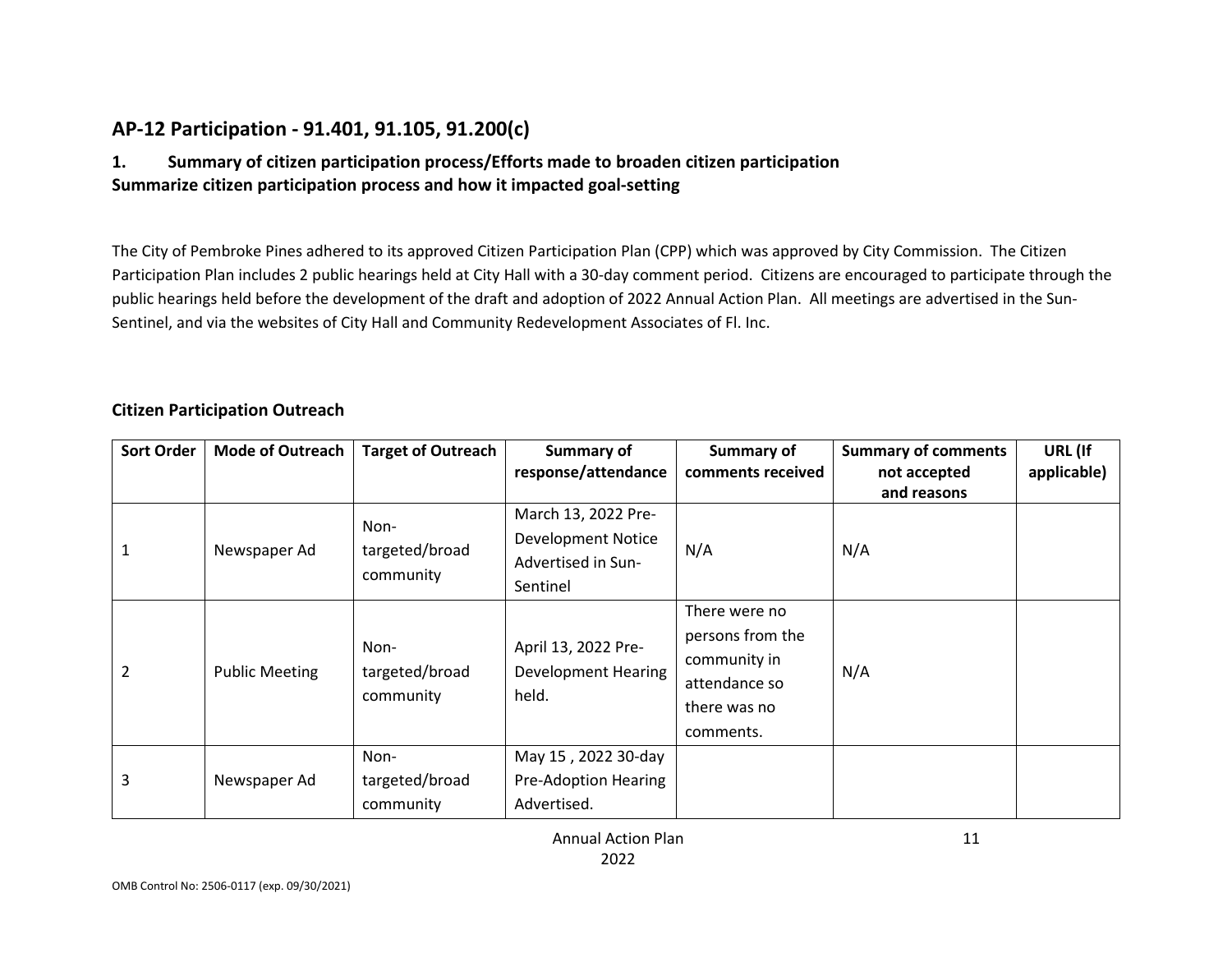## AP-12 Participation - 91.401, 91.105, 91.200(c)

### 1. Summary of citizen participation process/Efforts made to broaden citizen participation

**Summarize citizen participation process and how it impacted goal-setting**

The City of Pembroke Pines adhered to its approved Citizen Participation Plan (CPP) which was approved by City Commission. The Citizen Participation Plan includes 2 public hearings held at City Hall with a 30-day comment period. Citizens are encouraged to participate through the public hearings held before the development of the draft and adoption of 2022 Annual Action Plan. All meetings are advertised in the Sun-Sentinel, and via the websites of City Hall and Community Redevelopment Associates of Fl. Inc.

### Citizen Participation Outreach

| Sort Order | Mode of Outreach | Target of Outreach | Summary of response/attendance | Summary of comments received | Summary of comments not accepted and reasons | URL (If applicable) |
|---|---|---|---|---|---|---|
| 1 | Newspaper Ad | Non-targeted/broad community | March 13, 2022 Pre-Development Notice Advertised in Sun-Sentinel | N/A | N/A | |
| 2 | Public Meeting | Non-targeted/broad community | April 13, 2022 Pre-Development Hearing held. | There were no persons from the community in attendance so there was no comments. | N/A | |
| 3 | Newspaper Ad | Non-targeted/broad community | May 15 , 2022 30-day Pre-Adoption Hearing Advertised. | | | |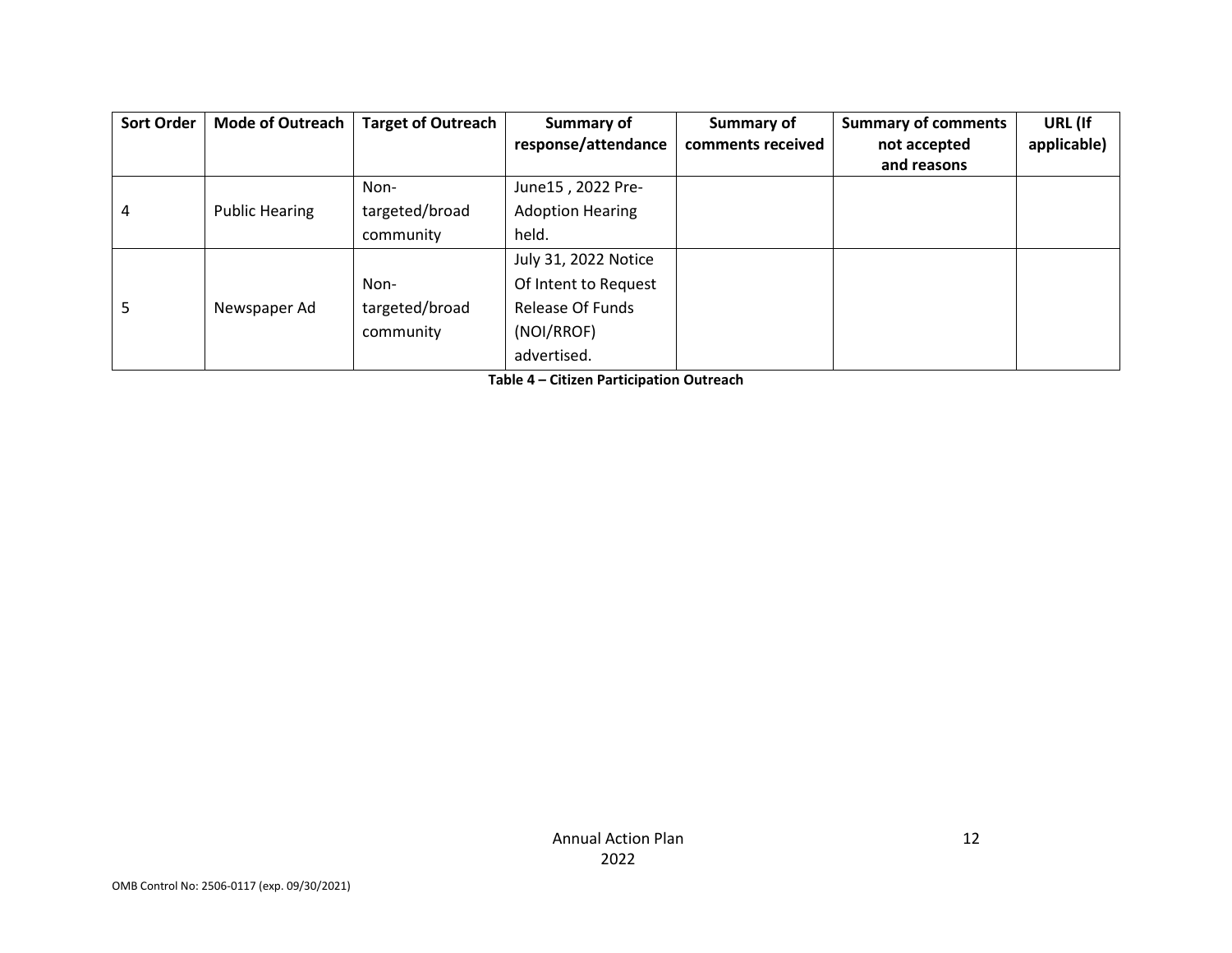| Sort Order | Mode of Outreach | Target of Outreach | Summary of response/attendance | Summary of comments received | Summary of comments not accepted and reasons | URL (If applicable) |
|---|---|---|---|---|---|---|
| 4 | Public Hearing | Non-targeted/broad community | June15 , 2022 Pre-Adoption Hearing held. | | | |
| 5 | Newspaper Ad | Non-targeted/broad community | July 31, 2022 Notice Of Intent to Request Release Of Funds (NOI/RROF) advertised. | | | |

**Table 4 – Citizen Participation Outreach**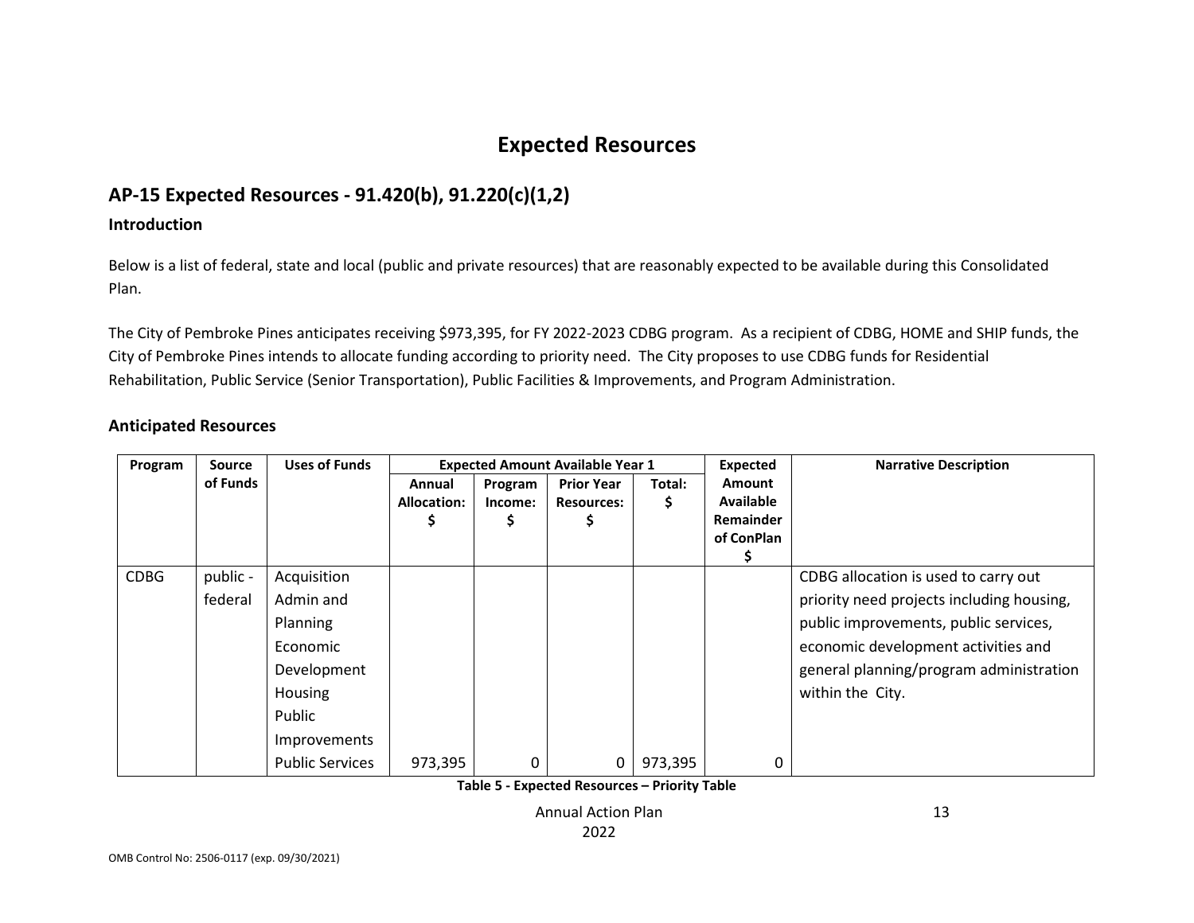# Expected Resources

## AP-15 Expected Resources - 91.420(b), 91.220(c)(1,2)

### Introduction

Below is a list of federal, state and local (public and private resources) that are reasonably expected to be available during this Consolidated Plan.

The City of Pembroke Pines anticipates receiving $973,395, for FY 2022-2023 CDBG program. As a recipient of CDBG, HOME and SHIP funds, the City of Pembroke Pines intends to allocate funding according to priority need. The City proposes to use CDBG funds for Residential Rehabilitation, Public Service (Senior Transportation), Public Facilities & Improvements, and Program Administration.

### Anticipated Resources

| Program | Source of Funds | Uses of Funds | Expected Amount Available Year 1 | | | | Expected Amount Available Remainder of ConPlan $ | Narrative Description |
|---|---|---|---|---|---|---|---|---|
| | | | Annual Allocation: $ | Program Income: $ | Prior Year Resources: $ | Total: $ | | |
| CDBG | public - federal | Acquisition<br>Admin and Planning<br>Economic Development<br>Housing<br>Public Improvements<br>Public Services | 973,395 | 0 | 0 | 973,395 | 0 | CDBG allocation is used to carry out priority need projects including housing, public improvements, public services, economic development activities and general planning/program administration within the City. |

**Table 5 - Expected Resources – Priority Table**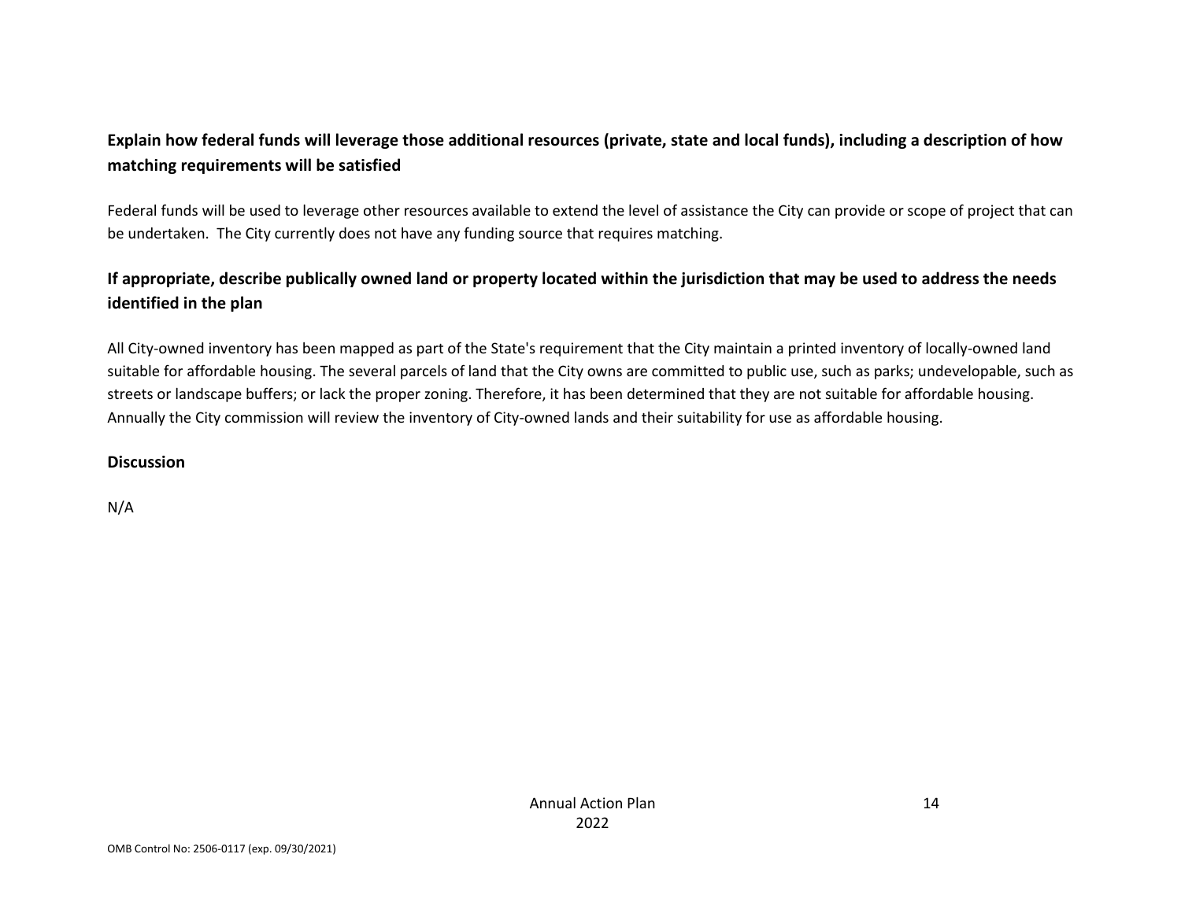**Explain how federal funds will leverage those additional resources (private, state and local funds), including a description of how matching requirements will be satisfied**

Federal funds will be used to leverage other resources available to extend the level of assistance the City can provide or scope of project that can be undertaken. The City currently does not have any funding source that requires matching.

**If appropriate, describe publically owned land or property located within the jurisdiction that may be used to address the needs identified in the plan**

All City-owned inventory has been mapped as part of the State's requirement that the City maintain a printed inventory of locally-owned land suitable for affordable housing. The several parcels of land that the City owns are committed to public use, such as parks; undevelopable, such as streets or landscape buffers; or lack the proper zoning. Therefore, it has been determined that they are not suitable for affordable housing. Annually the City commission will review the inventory of City-owned lands and their suitability for use as affordable housing.

**Discussion**

N/A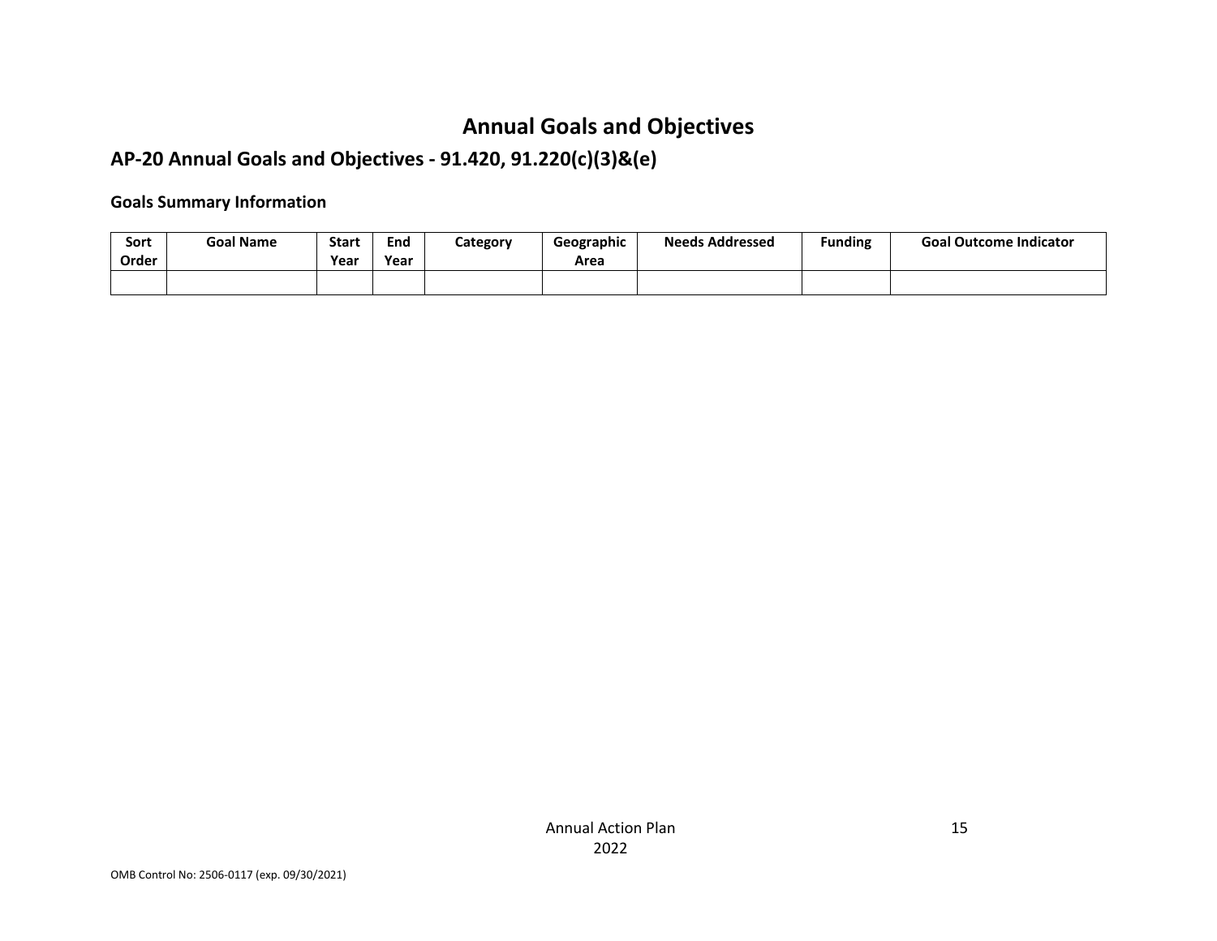# Annual Goals and Objectives

## AP-20 Annual Goals and Objectives - 91.420, 91.220(c)(3)&(e)

### Goals Summary Information

| Sort Order | Goal Name | Start Year | End Year | Category | Geographic Area | Needs Addressed | Funding | Goal Outcome Indicator |
|---|---|---|---|---|---|---|---|---|
| | | | | | | | | |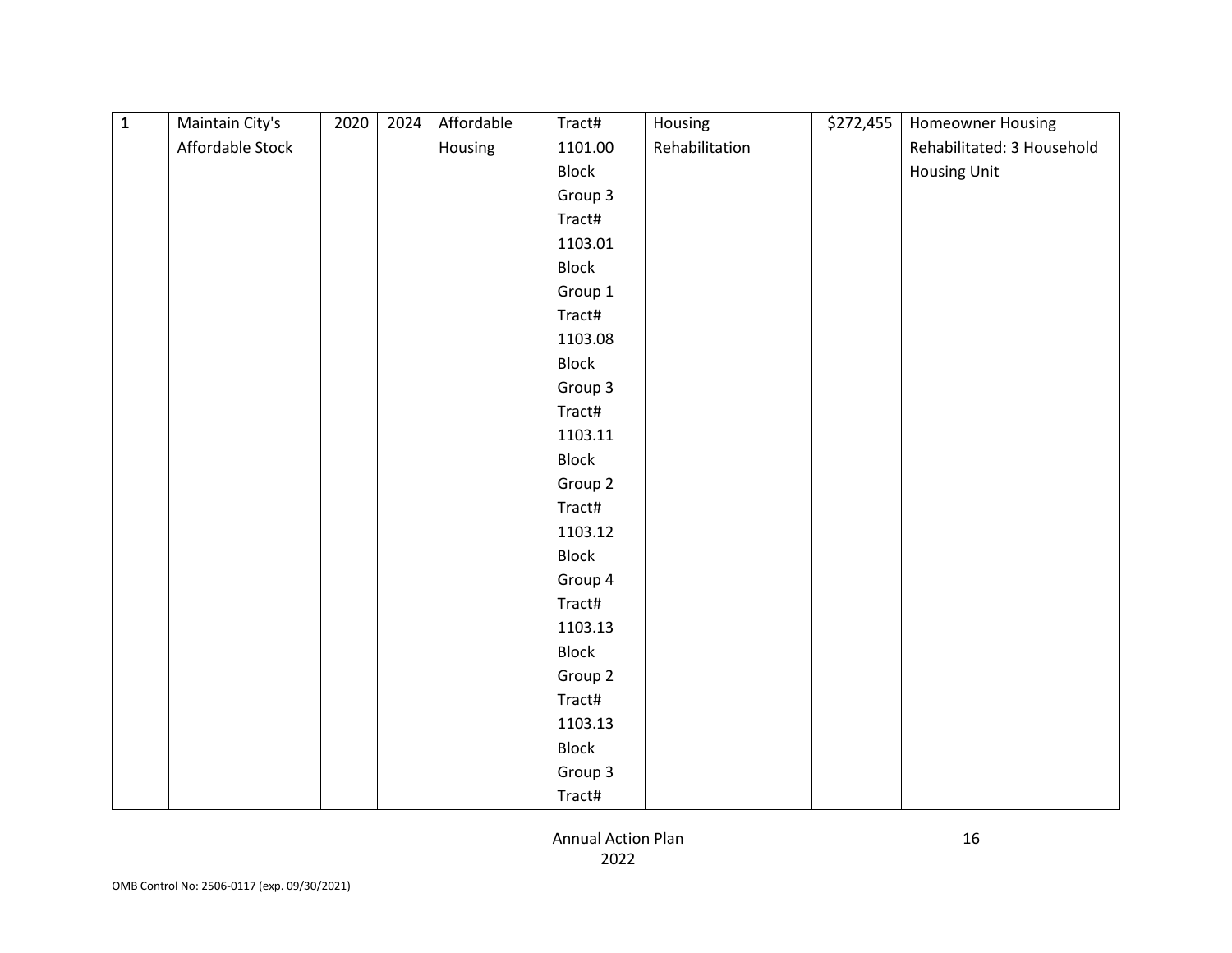| 1 | Maintain City's Affordable Stock | 2020 | 2024 | Affordable Housing | Tract# 1101.00 Block Group 3 Tract# 1103.01 Block Group 1 Tract# 1103.08 Block Group 3 Tract# 1103.11 Block Group 2 Tract# 1103.12 Block Group 4 Tract# 1103.13 Block Group 2 Tract# 1103.13 Block Group 3 Tract# | Housing Rehabilitation | $272,455 | Homeowner Housing Rehabilitated: 3 Household Housing Unit |
|---|---|---|---|---|---|---|---|---|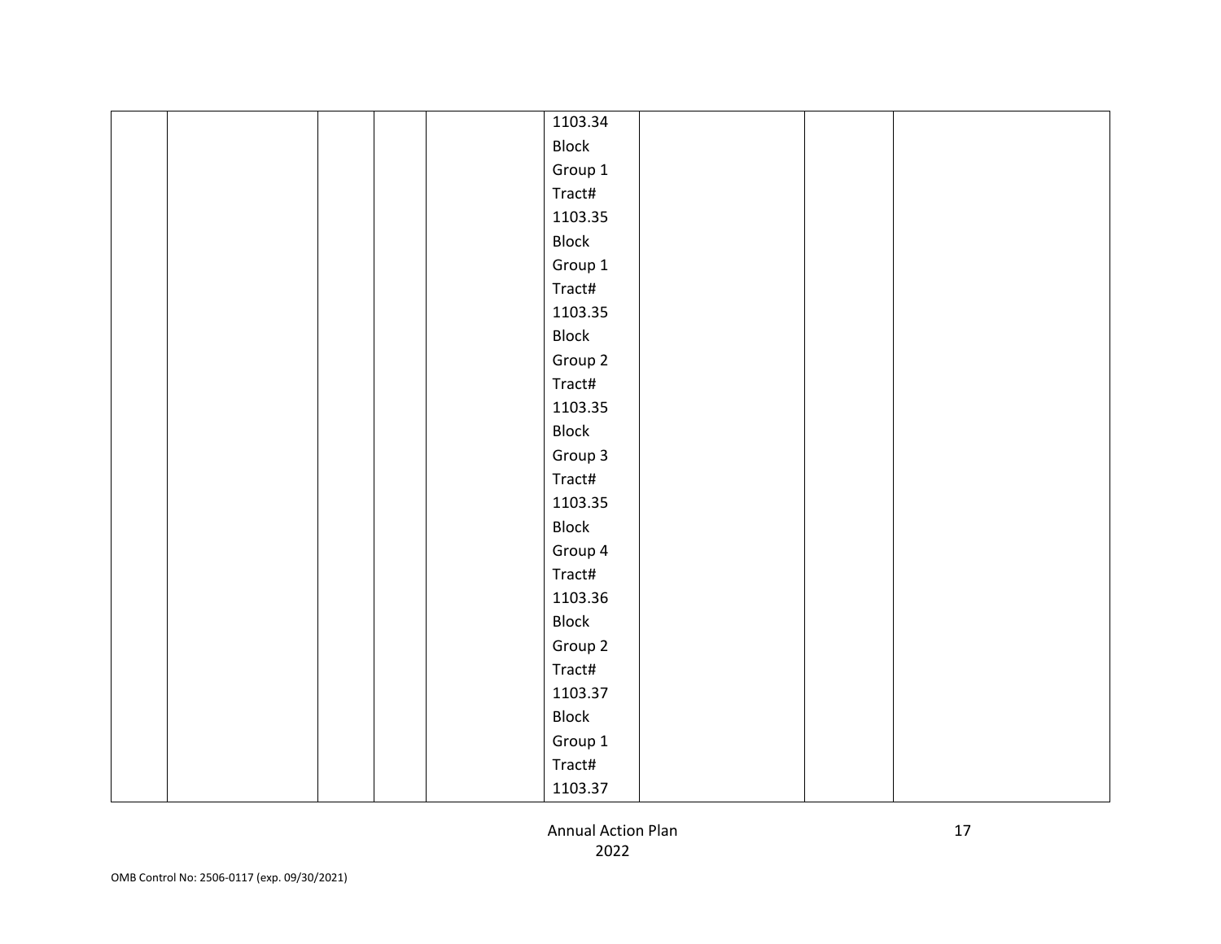| | | | | | | | | |
|---|---|---|---|---|---|---|---|---|
| | | | | | 1103.34 Block Group 1 Tract# 1103.35 Block Group 1 Tract# 1103.35 Block Group 2 Tract# 1103.35 Block Group 3 Tract# 1103.35 Block Group 4 Tract# 1103.36 Block Group 2 Tract# 1103.37 Block Group 1 Tract# 1103.37 | | | |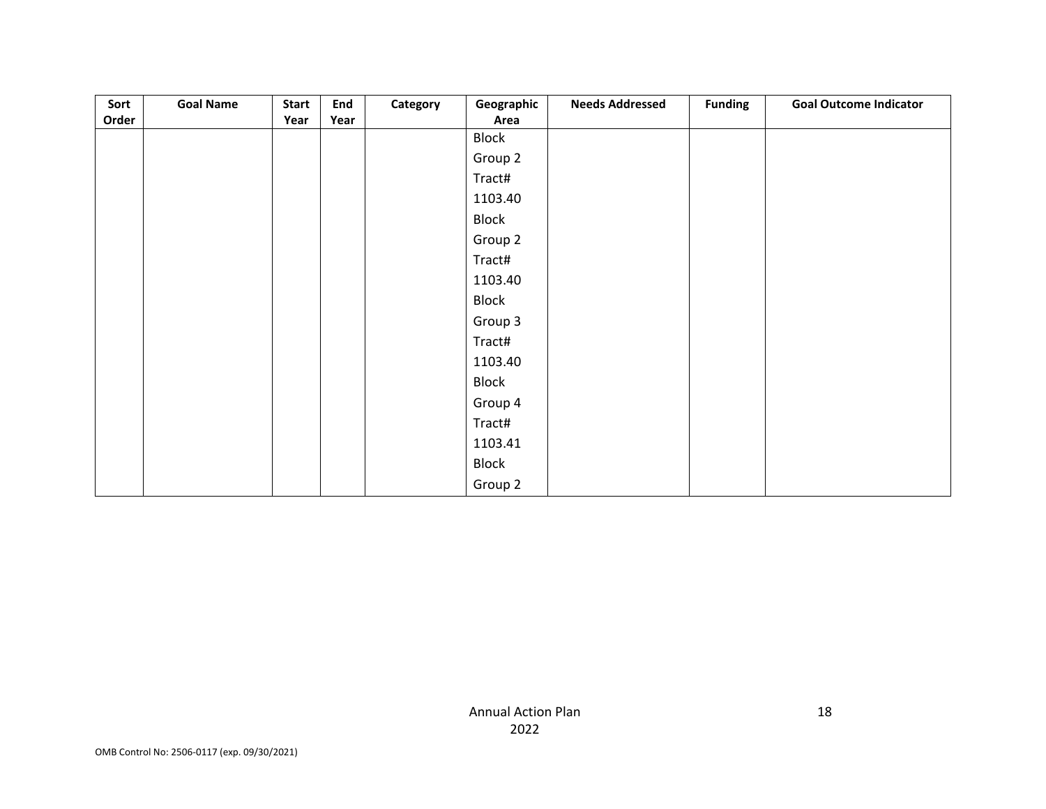| Sort Order | Goal Name | Start Year | End Year | Category | Geographic Area | Needs Addressed | Funding | Goal Outcome Indicator |
|---|---|---|---|---|---|---|---|---|
| | | | | | Block Group 2 Tract# 1103.40 Block Group 2 Tract# 1103.40 Block Group 3 Tract# 1103.40 Block Group 4 Tract# 1103.41 Block Group 2 | | | |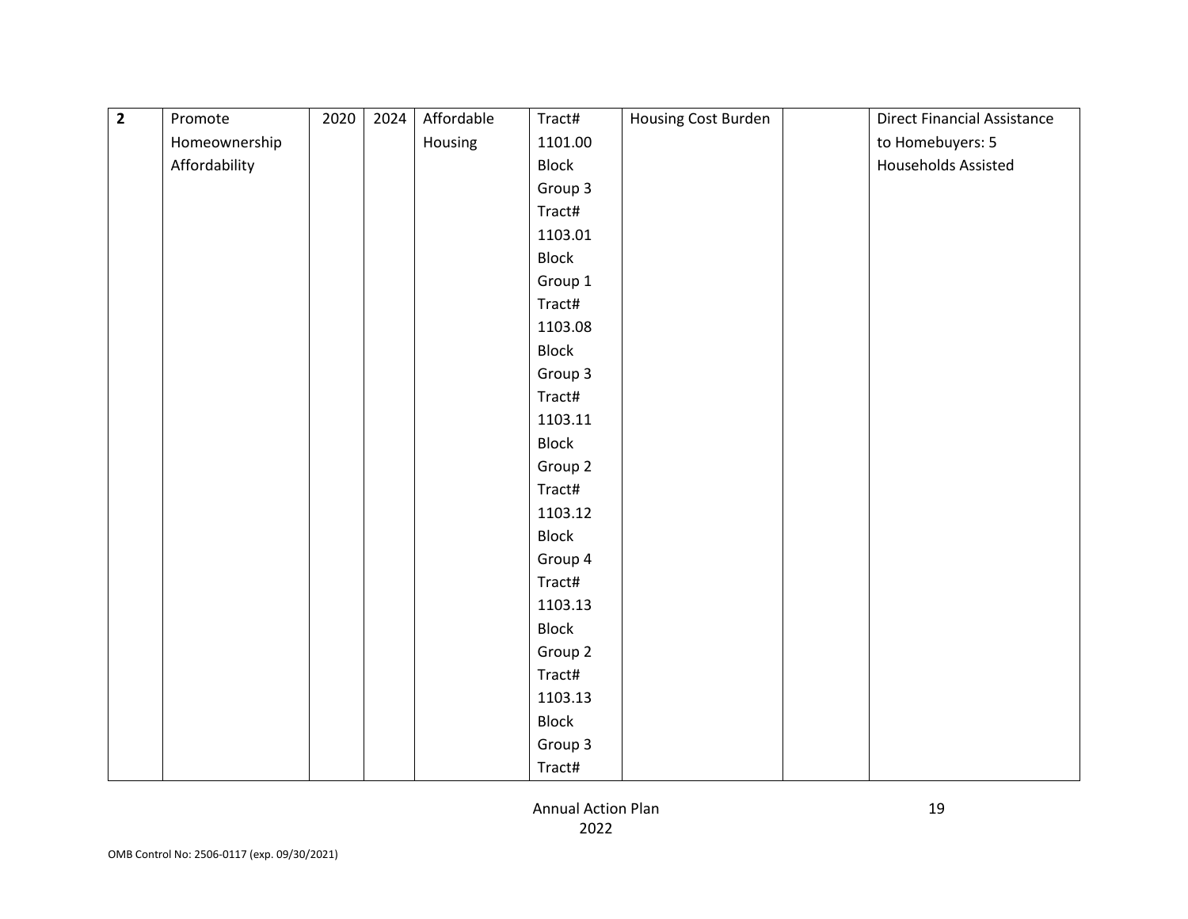| 2 | Promote Homeownership Affordability | 2020 | 2024 | Affordable Housing | Tract# 1101.00 Block Group 3 Tract# 1103.01 Block Group 1 Tract# 1103.08 Block Group 3 Tract# 1103.11 Block Group 2 Tract# 1103.12 Block Group 4 Tract# 1103.13 Block Group 2 Tract# 1103.13 Block Group 3 Tract# | Housing Cost Burden | | Direct Financial Assistance to Homebuyers: 5 Households Assisted |
|---|---|---|---|---|---|---|---|---|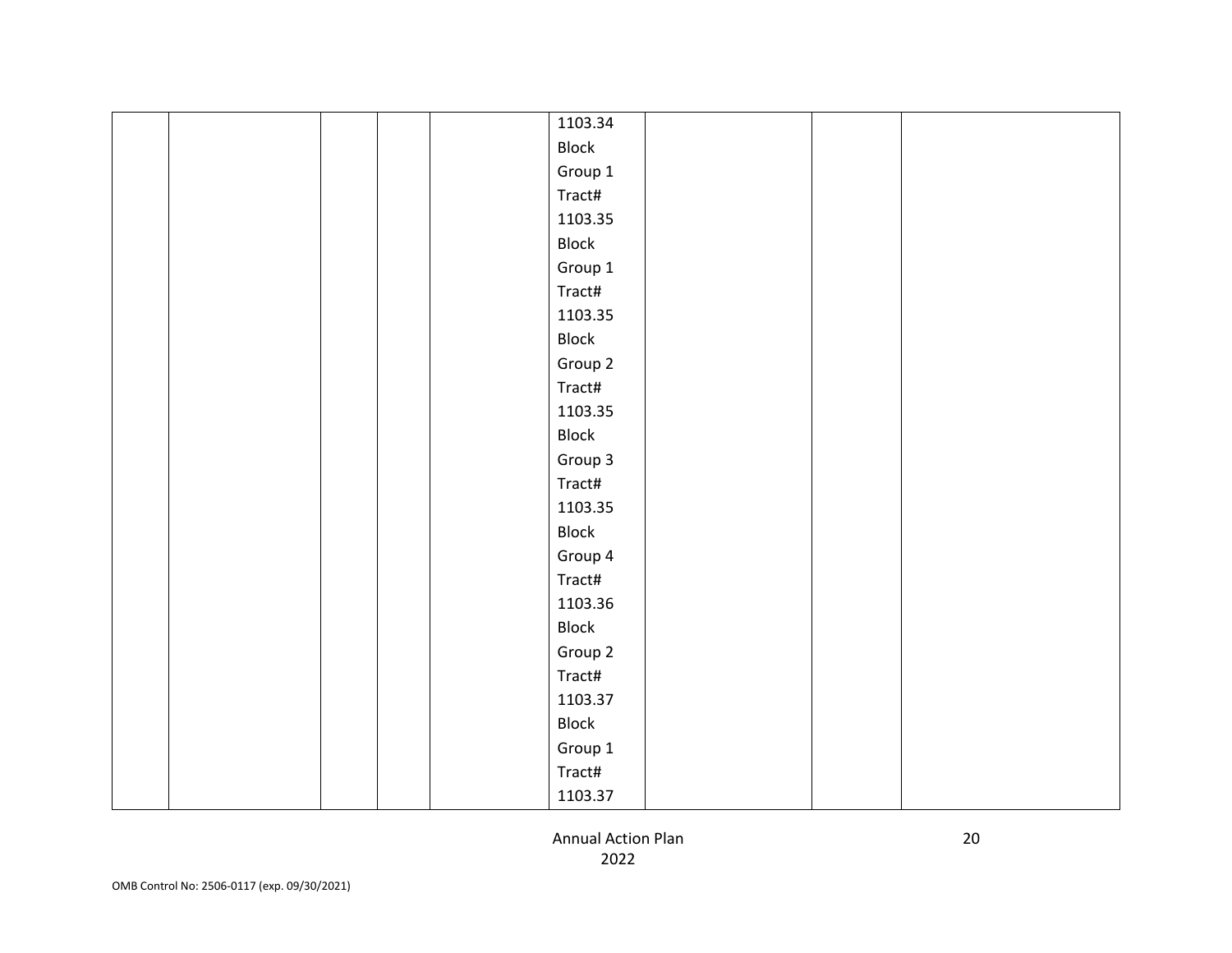|  |  |  |  |  | 1103.34 Block Group 1 Tract# 1103.35 Block Group 1 Tract# 1103.35 Block Group 2 Tract# 1103.35 Block Group 3 Tract# 1103.35 Block Group 4 Tract# 1103.36 Block Group 2 Tract# 1103.37 Block Group 1 Tract# 1103.37 |  |  |  |
|---|---|---|---|---|---|---|---|---|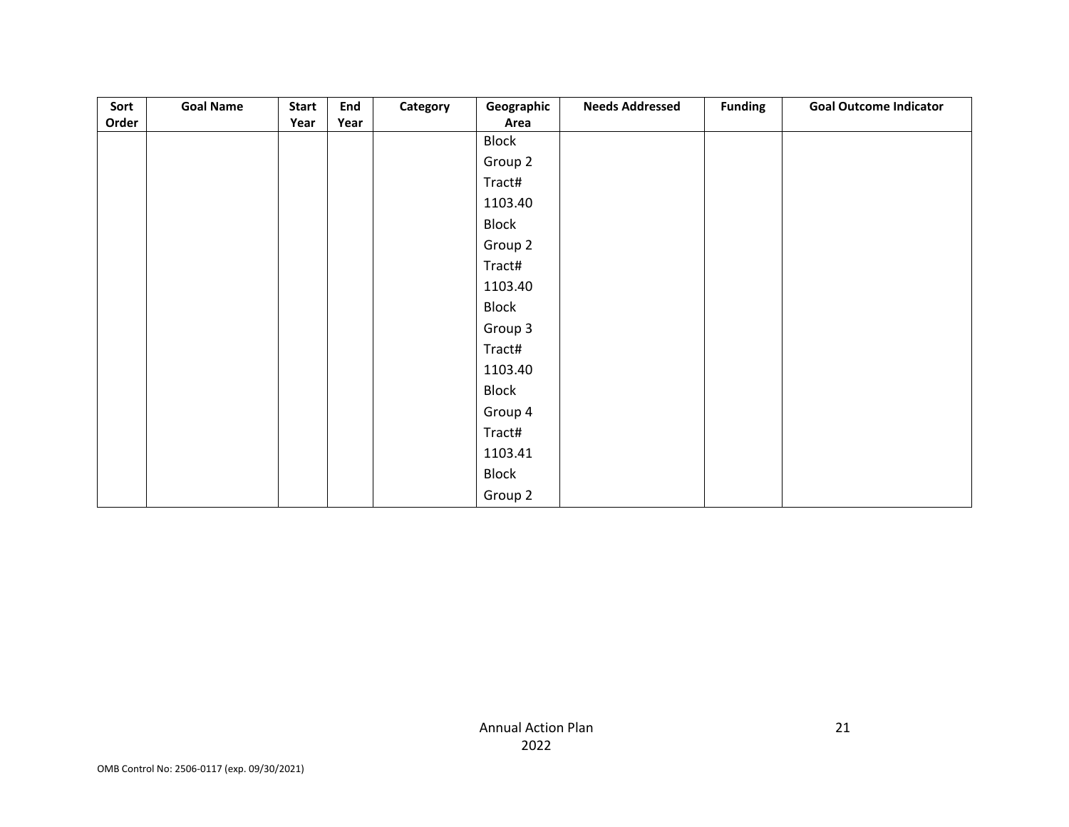| Sort Order | Goal Name | Start Year | End Year | Category | Geographic Area | Needs Addressed | Funding | Goal Outcome Indicator |
|---|---|---|---|---|---|---|---|---|
| | | | | | Block Group 2 Tract# 1103.40 Block Group 2 Tract# 1103.40 Block Group 3 Tract# 1103.40 Block Group 4 Tract# 1103.41 Block Group 2 | | | |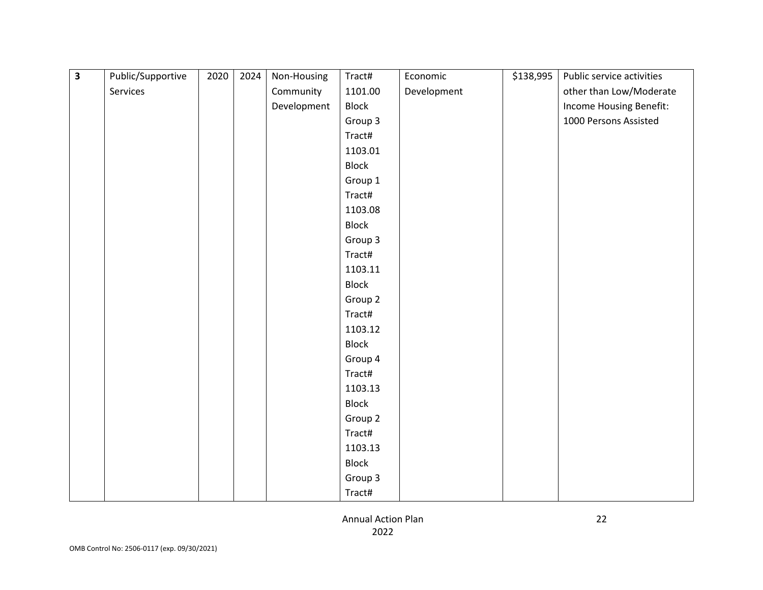| 3 | Public/Supportive Services | 2020 | 2024 | Non-Housing Community Development | Tract# 1101.00 Block Group 3 Tract# 1103.01 Block Group 1 Tract# 1103.08 Block Group 3 Tract# 1103.11 Block Group 2 Tract# 1103.12 Block Group 4 Tract# 1103.13 Block Group 2 Tract# 1103.13 Block Group 3 Tract# | Economic Development | $138,995 | Public service activities other than Low/Moderate Income Housing Benefit: 1000 Persons Assisted |
|---|---|---|---|---|---|---|---|---|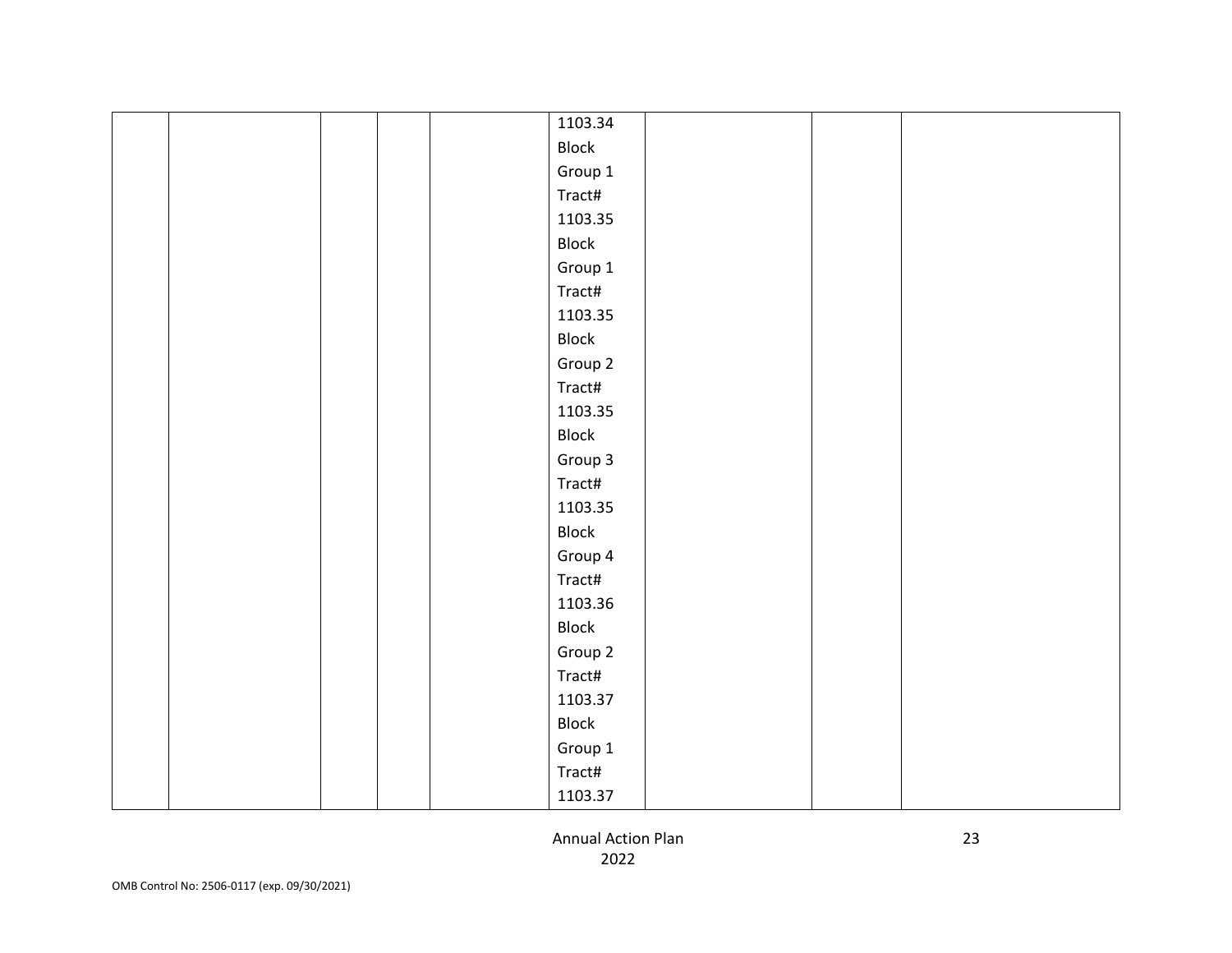|  |  |  |  |  |  |  |  |  |
|---|---|---|---|---|---|---|---|---|
|  |  |  |  |  | 1103.34 Block Group 1 Tract# 1103.35 Block Group 1 Tract# 1103.35 Block Group 2 Tract# 1103.35 Block Group 3 Tract# 1103.35 Block Group 4 Tract# 1103.36 Block Group 2 Tract# 1103.37 Block Group 1 Tract# 1103.37 |  |  |  |

Annual Action Plan
2022

OMB Control No: 2506-0117 (exp. 09/30/2021)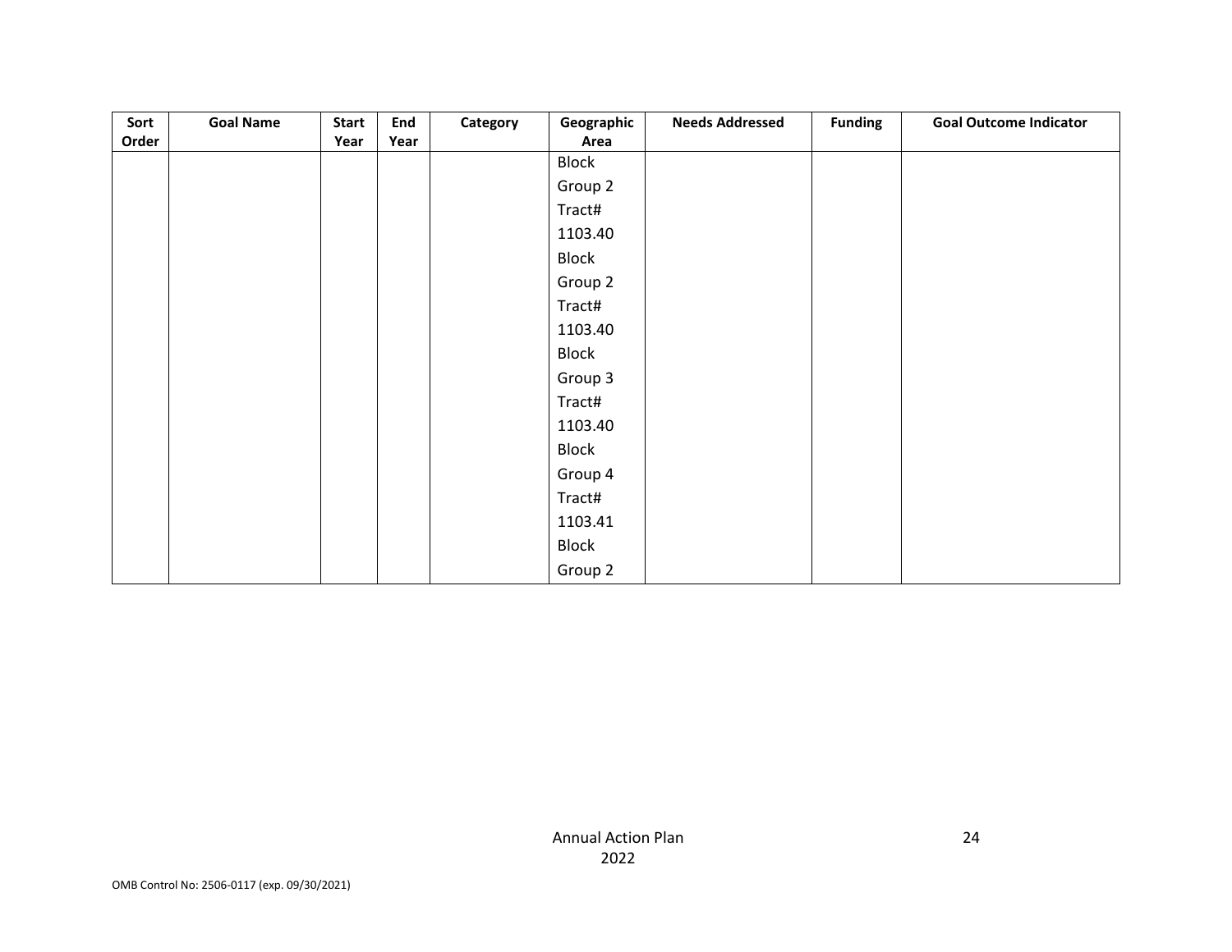| Sort Order | Goal Name | Start Year | End Year | Category | Geographic Area | Needs Addressed | Funding | Goal Outcome Indicator |
|---|---|---|---|---|---|---|---|---|
| | | | | | Block Group 2 Tract# 1103.40 Block Group 2 Tract# 1103.40 Block Group 3 Tract# 1103.40 Block Group 4 Tract# 1103.41 Block Group 2 | | | |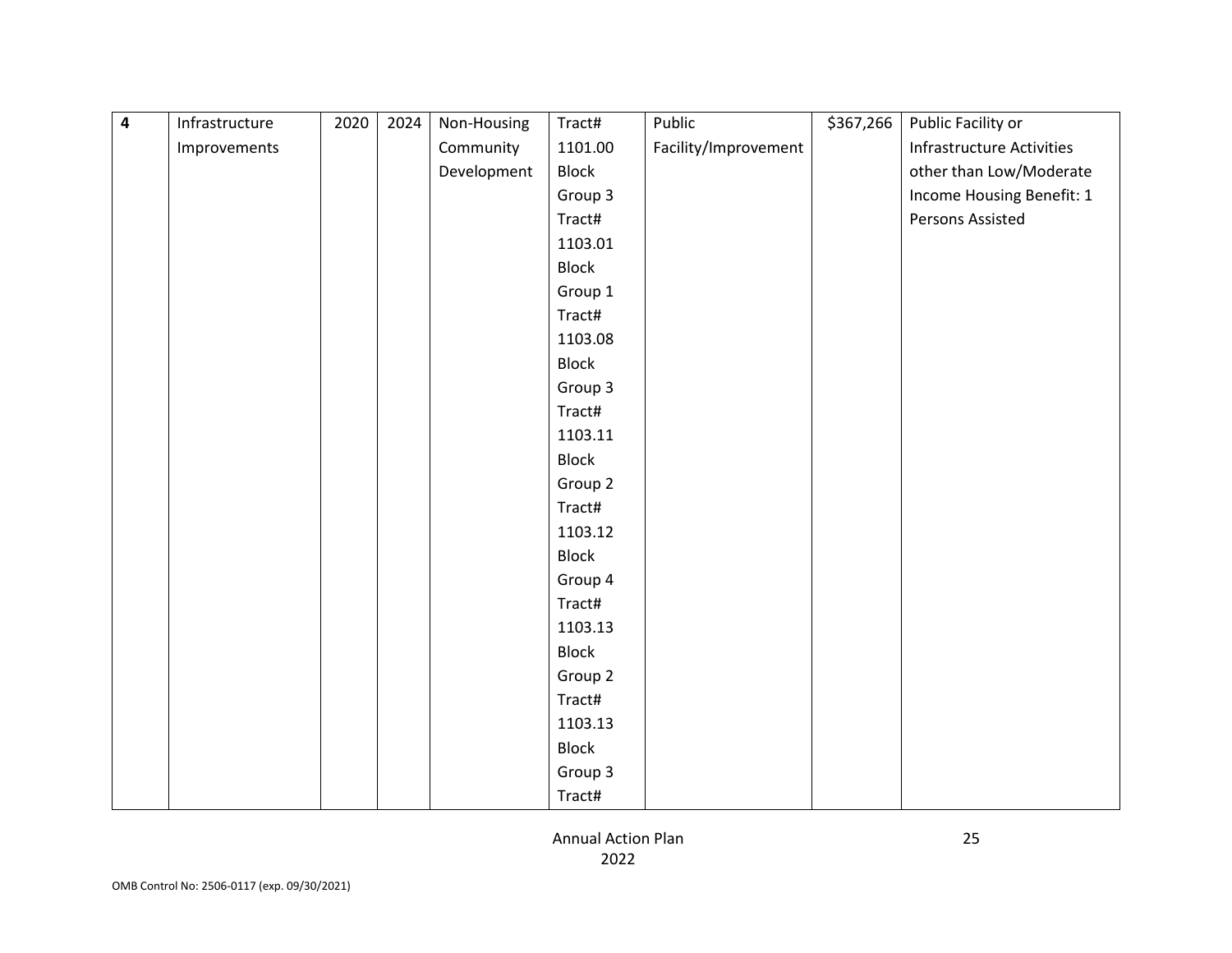| 4 | Infrastructure Improvements | 2020 | 2024 | Non-Housing Community Development | Tract# 1101.00 Block Group 3 Tract# 1103.01 Block Group 1 Tract# 1103.08 Block Group 3 Tract# 1103.11 Block Group 2 Tract# 1103.12 Block Group 4 Tract# 1103.13 Block Group 2 Tract# 1103.13 Block Group 3 Tract# | Public Facility/Improvement | $367,266 | Public Facility or Infrastructure Activities other than Low/Moderate Income Housing Benefit: 1 Persons Assisted |
|---|---|---|---|---|---|---|---|---|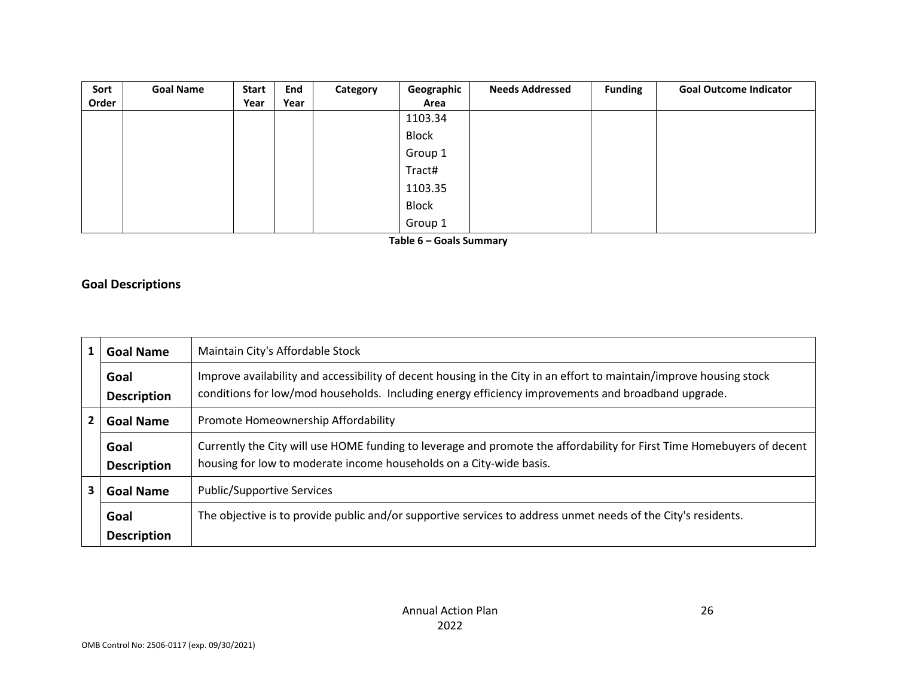| Sort Order | Goal Name | Start Year | End Year | Category | Geographic Area | Needs Addressed | Funding | Goal Outcome Indicator |
|---|---|---|---|---|---|---|---|---|
| | | | | | 1103.34 Block Group 1 Tract# 1103.35 Block Group 1 | | | |

**Table 6 – Goals Summary**

## Goal Descriptions

| | | |
|---|---|---|
| 1 | **Goal Name** | Maintain City's Affordable Stock |
| | **Goal Description** | Improve availability and accessibility of decent housing in the City in an effort to maintain/improve housing stock conditions for low/mod households. Including energy efficiency improvements and broadband upgrade. |
| 2 | **Goal Name** | Promote Homeownership Affordability |
| | **Goal Description** | Currently the City will use HOME funding to leverage and promote the affordability for First Time Homebuyers of decent housing for low to moderate income households on a City-wide basis. |
| 3 | **Goal Name** | Public/Supportive Services |
| | **Goal Description** | The objective is to provide public and/or supportive services to address unmet needs of the City's residents. |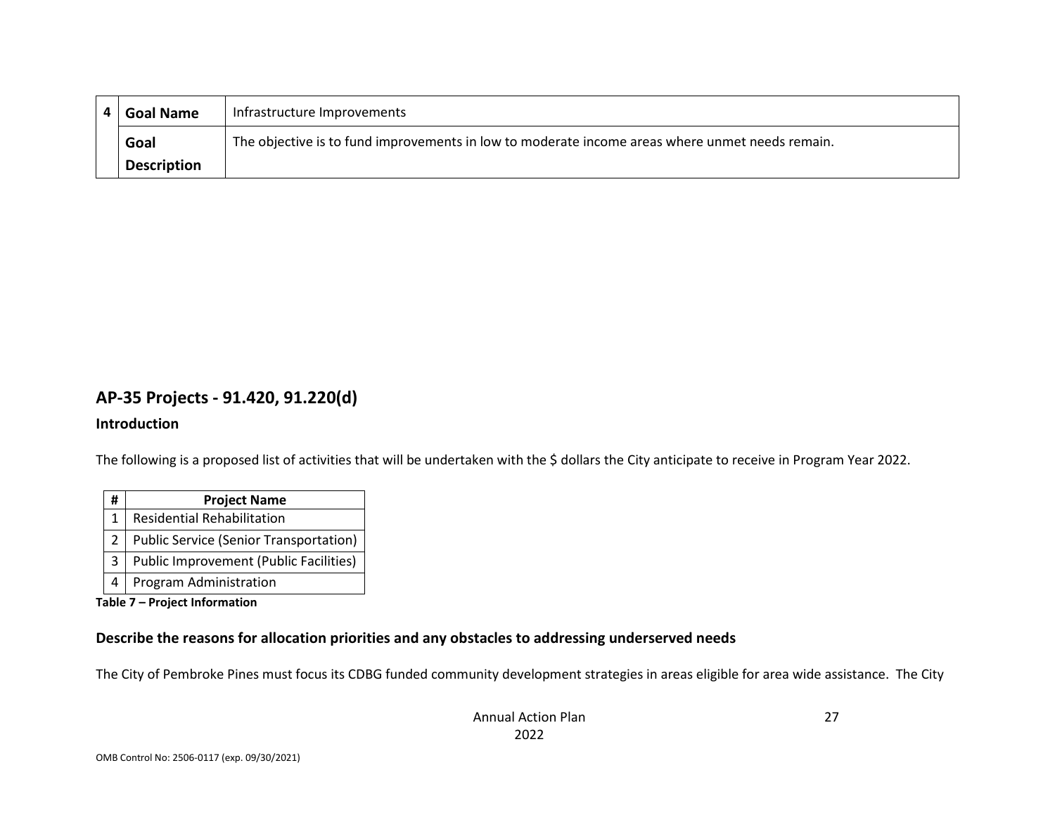| 4 | Goal Name | Infrastructure Improvements |
| --- | --- | --- |
| | **Goal Description** | The objective is to fund improvements in low to moderate income areas where unmet needs remain. |

## AP-35 Projects - 91.420, 91.220(d)

### Introduction

The following is a proposed list of activities that will be undertaken with the $ dollars the City anticipate to receive in Program Year 2022.

| # | Project Name |
| --- | --- |
| 1 | Residential Rehabilitation |
| 2 | Public Service (Senior Transportation) |
| 3 | Public Improvement (Public Facilities) |
| 4 | Program Administration |

**Table 7 – Project Information**

### Describe the reasons for allocation priorities and any obstacles to addressing underserved needs

The City of Pembroke Pines must focus its CDBG funded community development strategies in areas eligible for area wide assistance. The City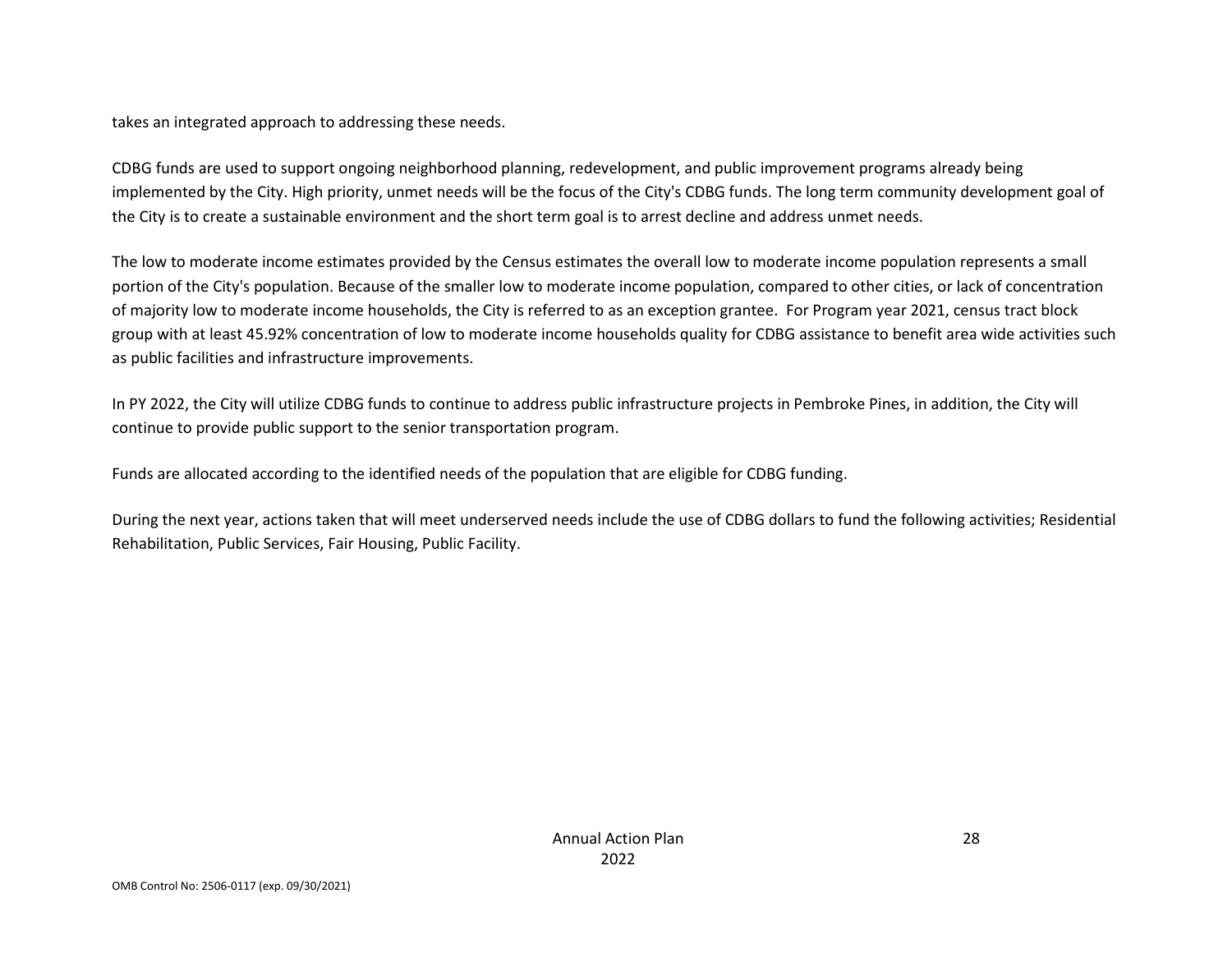takes an integrated approach to addressing these needs.

CDBG funds are used to support ongoing neighborhood planning, redevelopment, and public improvement programs already being implemented by the City. High priority, unmet needs will be the focus of the City's CDBG funds. The long term community development goal of the City is to create a sustainable environment and the short term goal is to arrest decline and address unmet needs.

The low to moderate income estimates provided by the Census estimates the overall low to moderate income population represents a small portion of the City's population. Because of the smaller low to moderate income population, compared to other cities, or lack of concentration of majority low to moderate income households, the City is referred to as an exception grantee. For Program year 2021, census tract block group with at least 45.92% concentration of low to moderate income households quality for CDBG assistance to benefit area wide activities such as public facilities and infrastructure improvements.

In PY 2022, the City will utilize CDBG funds to continue to address public infrastructure projects in Pembroke Pines, in addition, the City will continue to provide public support to the senior transportation program.

Funds are allocated according to the identified needs of the population that are eligible for CDBG funding.

During the next year, actions taken that will meet underserved needs include the use of CDBG dollars to fund the following activities; Residential Rehabilitation, Public Services, Fair Housing, Public Facility.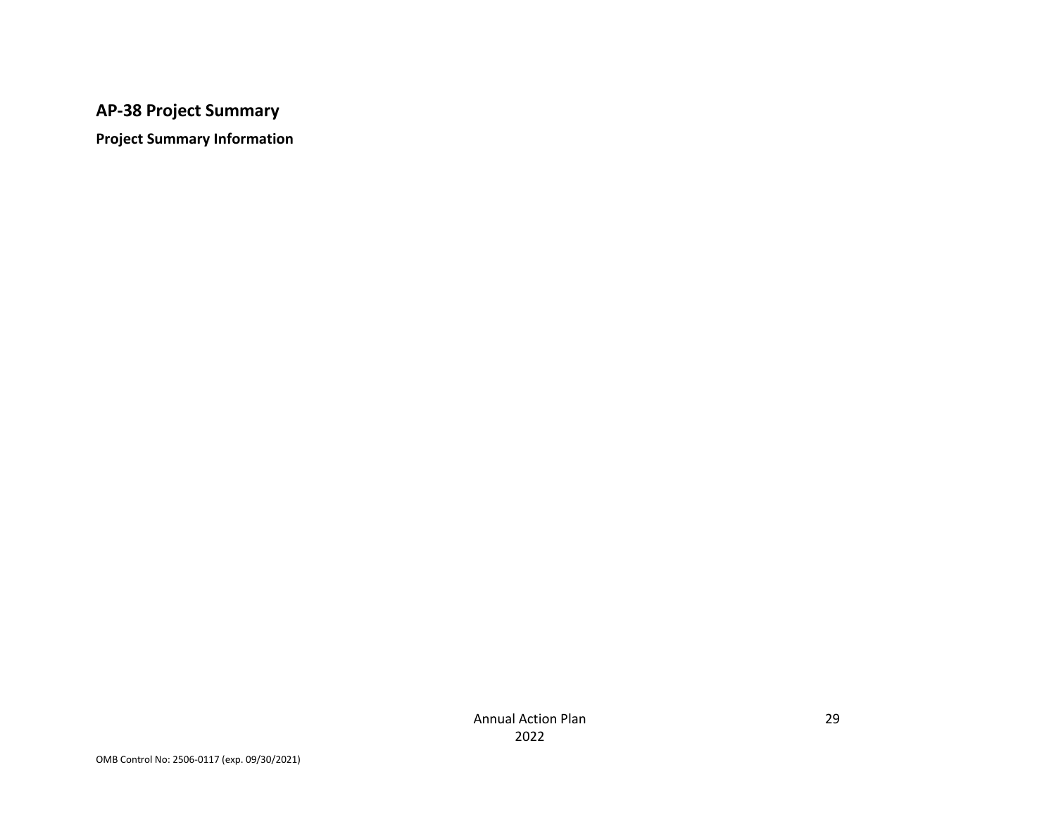## AP-38 Project Summary

**Project Summary Information**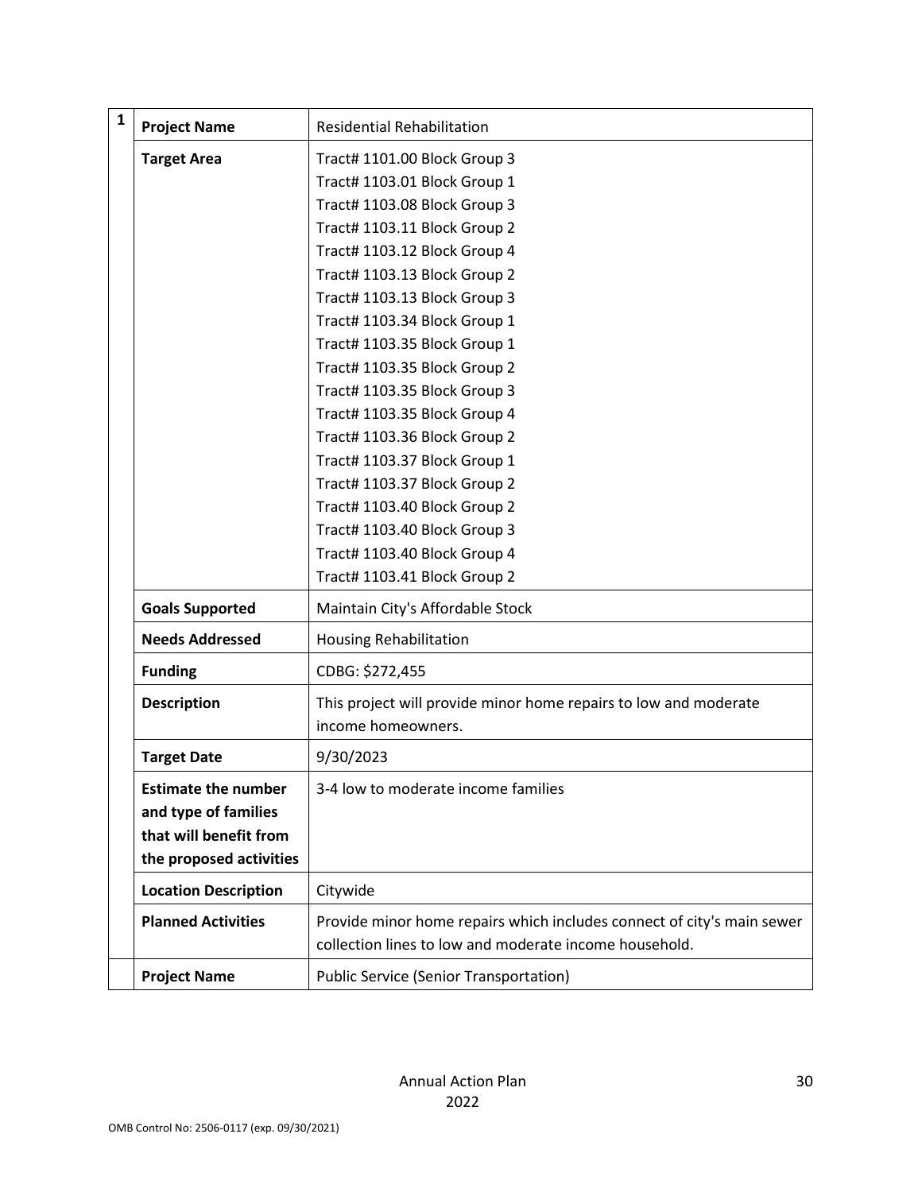| 1 | Project Name | Residential Rehabilitation |
|---|---|---|
| | Target Area | Tract# 1101.00 Block Group 3<br>Tract# 1103.01 Block Group 1<br>Tract# 1103.08 Block Group 3<br>Tract# 1103.11 Block Group 2<br>Tract# 1103.12 Block Group 4<br>Tract# 1103.13 Block Group 2<br>Tract# 1103.13 Block Group 3<br>Tract# 1103.34 Block Group 1<br>Tract# 1103.35 Block Group 1<br>Tract# 1103.35 Block Group 2<br>Tract# 1103.35 Block Group 3<br>Tract# 1103.35 Block Group 4<br>Tract# 1103.36 Block Group 2<br>Tract# 1103.37 Block Group 1<br>Tract# 1103.37 Block Group 2<br>Tract# 1103.40 Block Group 2<br>Tract# 1103.40 Block Group 3<br>Tract# 1103.40 Block Group 4<br>Tract# 1103.41 Block Group 2 |
| | Goals Supported | Maintain City's Affordable Stock |
| | Needs Addressed | Housing Rehabilitation |
| | Funding | CDBG: $272,455 |
| | Description | This project will provide minor home repairs to low and moderate income homeowners. |
| | Target Date | 9/30/2023 |
| | Estimate the number and type of families that will benefit from the proposed activities | 3-4 low to moderate income families |
| | Location Description | Citywide |
| | Planned Activities | Provide minor home repairs which includes connect of city's main sewer collection lines to low and moderate income household. |
| | Project Name | Public Service (Senior Transportation) |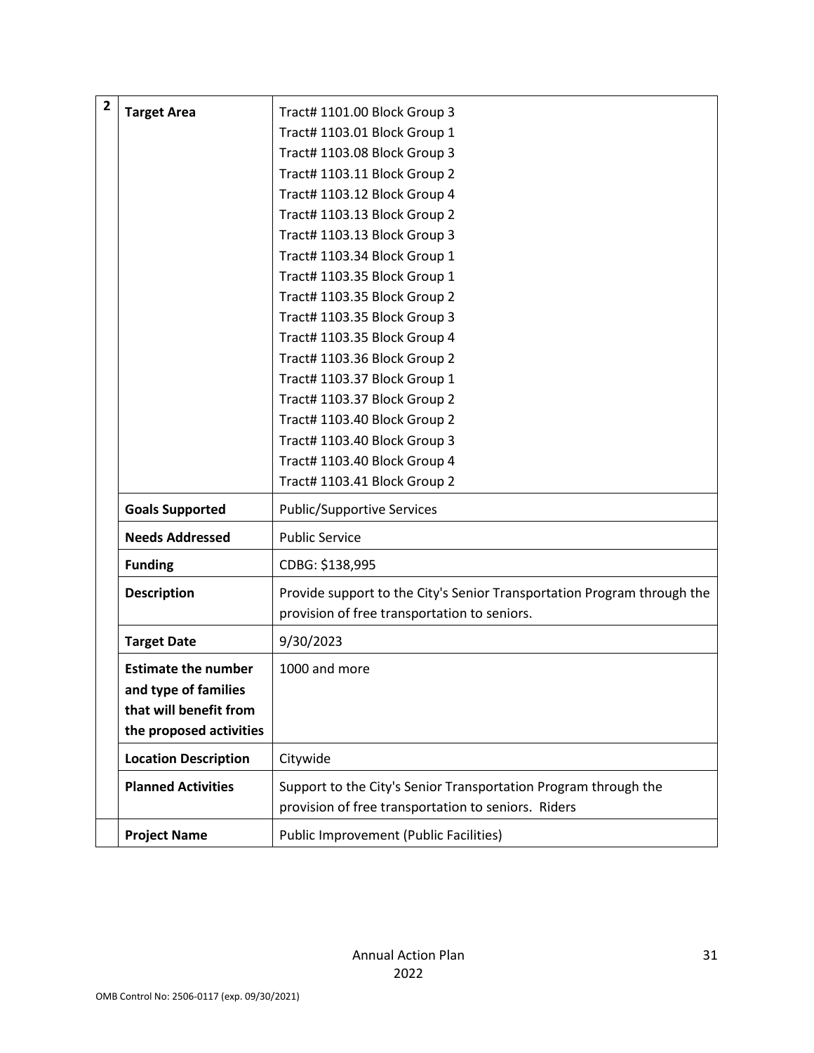| 2 | | |
|---|---|---|
| | **Target Area** | Tract# 1101.00 Block Group 3<br>Tract# 1103.01 Block Group 1<br>Tract# 1103.08 Block Group 3<br>Tract# 1103.11 Block Group 2<br>Tract# 1103.12 Block Group 4<br>Tract# 1103.13 Block Group 2<br>Tract# 1103.13 Block Group 3<br>Tract# 1103.34 Block Group 1<br>Tract# 1103.35 Block Group 1<br>Tract# 1103.35 Block Group 2<br>Tract# 1103.35 Block Group 3<br>Tract# 1103.35 Block Group 4<br>Tract# 1103.36 Block Group 2<br>Tract# 1103.37 Block Group 1<br>Tract# 1103.37 Block Group 2<br>Tract# 1103.40 Block Group 2<br>Tract# 1103.40 Block Group 3<br>Tract# 1103.40 Block Group 4<br>Tract# 1103.41 Block Group 2 |
| | **Goals Supported** | Public/Supportive Services |
| | **Needs Addressed** | Public Service |
| | **Funding** | CDBG: $138,995 |
| | **Description** | Provide support to the City's Senior Transportation Program through the provision of free transportation to seniors. |
| | **Target Date** | 9/30/2023 |
| | **Estimate the number and type of families that will benefit from the proposed activities** | 1000 and more |
| | **Location Description** | Citywide |
| | **Planned Activities** | Support to the City's Senior Transportation Program through the provision of free transportation to seniors. Riders |
| | **Project Name** | Public Improvement (Public Facilities) |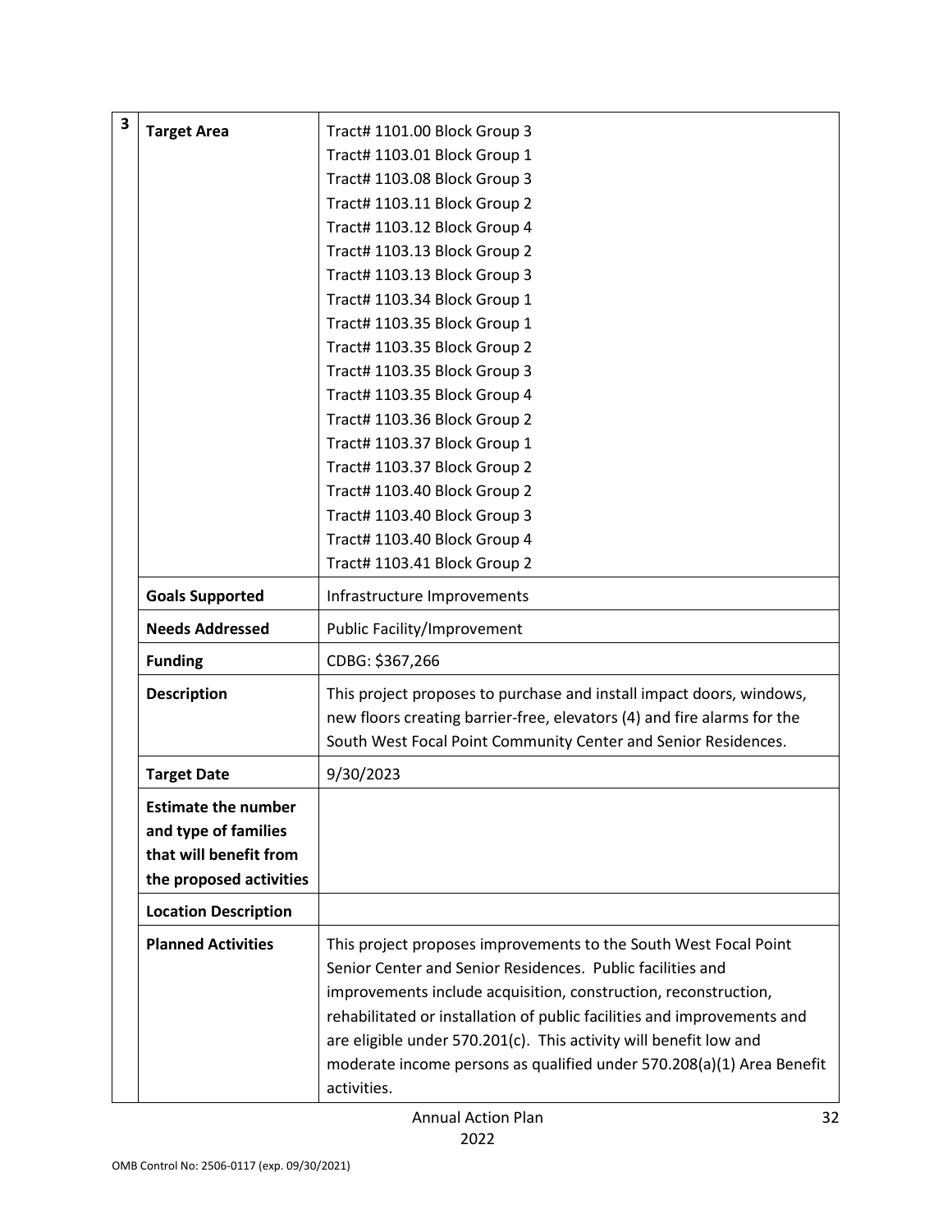| 3 | | |
|---|---|---|
| | **Target Area** | Tract# 1101.00 Block Group 3<br>Tract# 1103.01 Block Group 1<br>Tract# 1103.08 Block Group 3<br>Tract# 1103.11 Block Group 2<br>Tract# 1103.12 Block Group 4<br>Tract# 1103.13 Block Group 2<br>Tract# 1103.13 Block Group 3<br>Tract# 1103.34 Block Group 1<br>Tract# 1103.35 Block Group 1<br>Tract# 1103.35 Block Group 2<br>Tract# 1103.35 Block Group 3<br>Tract# 1103.35 Block Group 4<br>Tract# 1103.36 Block Group 2<br>Tract# 1103.37 Block Group 1<br>Tract# 1103.37 Block Group 2<br>Tract# 1103.40 Block Group 2<br>Tract# 1103.40 Block Group 3<br>Tract# 1103.40 Block Group 4<br>Tract# 1103.41 Block Group 2 |
| | **Goals Supported** | Infrastructure Improvements |
| | **Needs Addressed** | Public Facility/Improvement |
| | **Funding** | CDBG: $367,266 |
| | **Description** | This project proposes to purchase and install impact doors, windows, new floors creating barrier-free, elevators (4) and fire alarms for the South West Focal Point Community Center and Senior Residences. |
| | **Target Date** | 9/30/2023 |
| | **Estimate the number and type of families that will benefit from the proposed activities** | |
| | **Location Description** | |
| | **Planned Activities** | This project proposes improvements to the South West Focal Point Senior Center and Senior Residences. Public facilities and improvements include acquisition, construction, reconstruction, rehabilitated or installation of public facilities and improvements and are eligible under 570.201(c). This activity will benefit low and moderate income persons as qualified under 570.208(a)(1) Area Benefit activities. |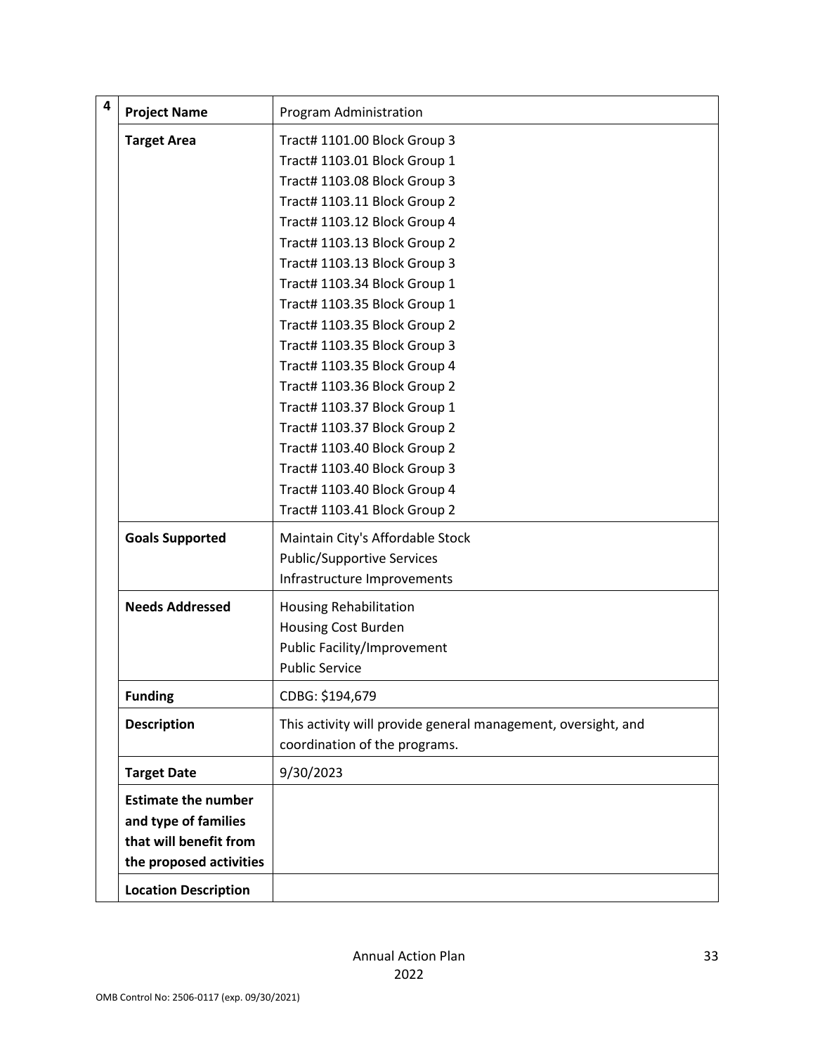| 4 | | |
|---|---|---|
| | **Project Name** | Program Administration |
| | **Target Area** | Tract# 1101.00 Block Group 3<br>Tract# 1103.01 Block Group 1<br>Tract# 1103.08 Block Group 3<br>Tract# 1103.11 Block Group 2<br>Tract# 1103.12 Block Group 4<br>Tract# 1103.13 Block Group 2<br>Tract# 1103.13 Block Group 3<br>Tract# 1103.34 Block Group 1<br>Tract# 1103.35 Block Group 1<br>Tract# 1103.35 Block Group 2<br>Tract# 1103.35 Block Group 3<br>Tract# 1103.35 Block Group 4<br>Tract# 1103.36 Block Group 2<br>Tract# 1103.37 Block Group 1<br>Tract# 1103.37 Block Group 2<br>Tract# 1103.40 Block Group 2<br>Tract# 1103.40 Block Group 3<br>Tract# 1103.40 Block Group 4<br>Tract# 1103.41 Block Group 2 |
| | **Goals Supported** | Maintain City's Affordable Stock<br>Public/Supportive Services<br>Infrastructure Improvements |
| | **Needs Addressed** | Housing Rehabilitation<br>Housing Cost Burden<br>Public Facility/Improvement<br>Public Service |
| | **Funding** | CDBG: $194,679 |
| | **Description** | This activity will provide general management, oversight, and coordination of the programs. |
| | **Target Date** | 9/30/2023 |
| | **Estimate the number and type of families that will benefit from the proposed activities** | |
| | **Location Description** | |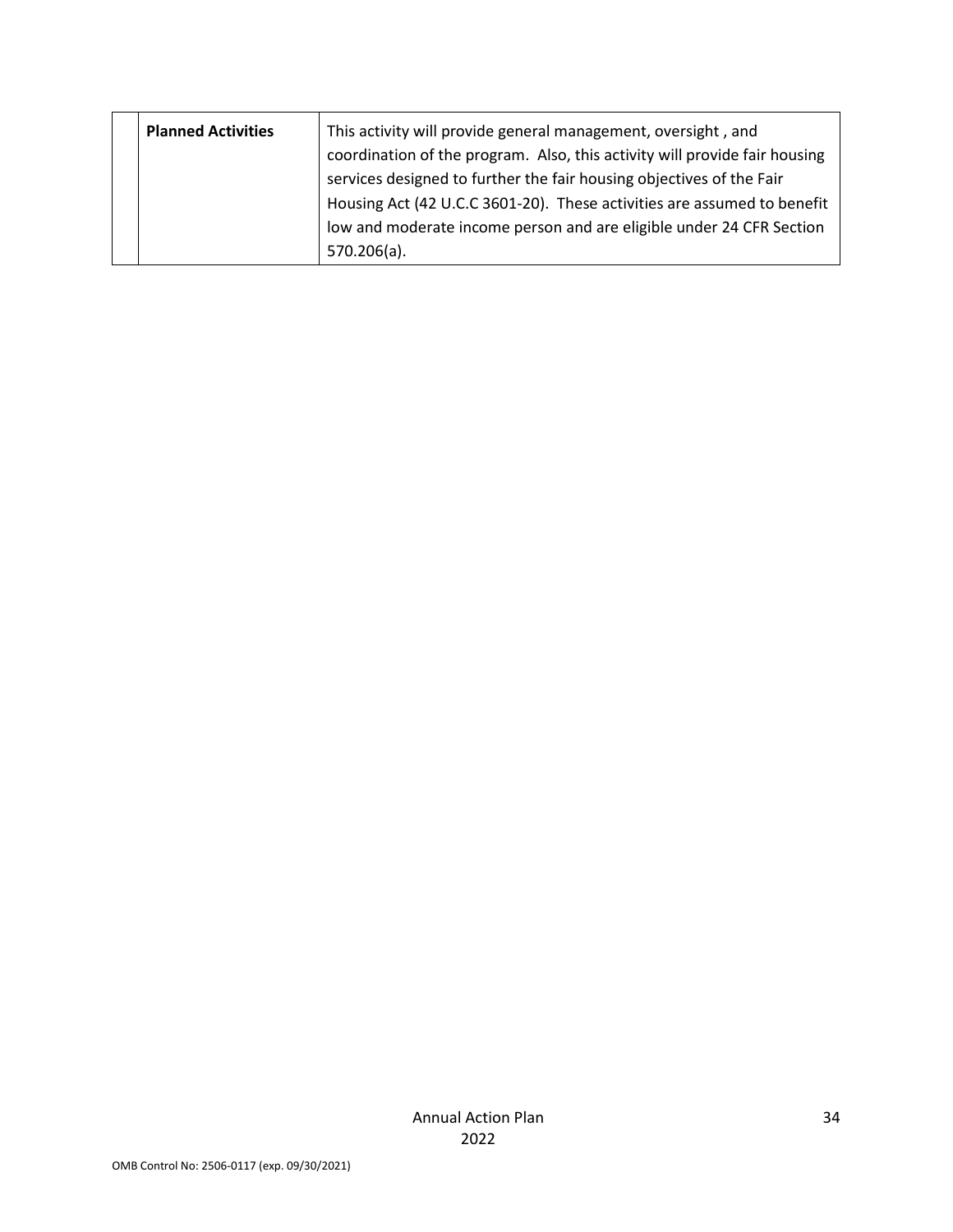| | Planned Activities | This activity will provide general management, oversight , and coordination of the program. Also, this activity will provide fair housing services designed to further the fair housing objectives of the Fair Housing Act (42 U.C.C 3601-20). These activities are assumed to benefit low and moderate income person and are eligible under 24 CFR Section 570.206(a). |
|---|---|---|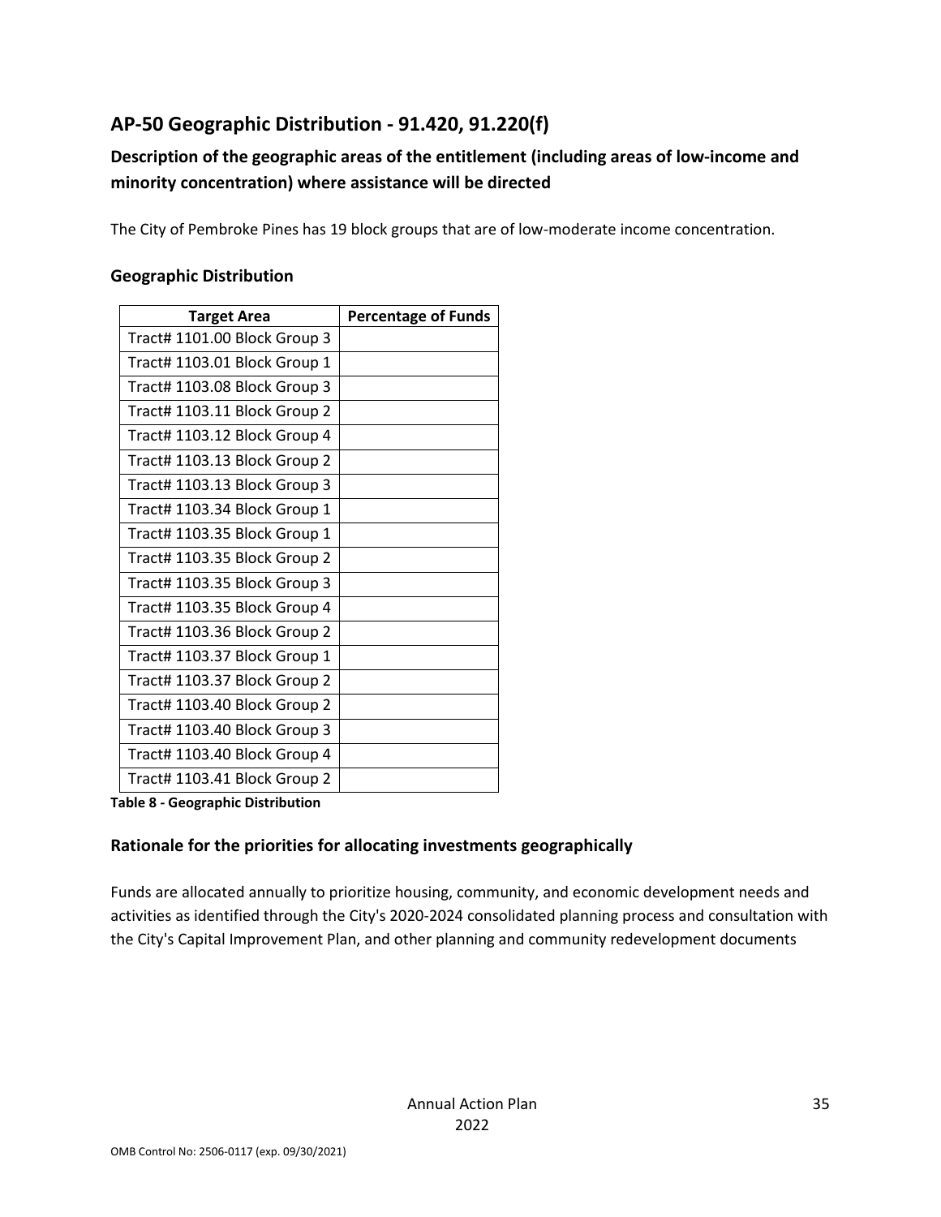## AP-50 Geographic Distribution - 91.420, 91.220(f)

### Description of the geographic areas of the entitlement (including areas of low-income and minority concentration) where assistance will be directed

The City of Pembroke Pines has 19 block groups that are of low-moderate income concentration.

### Geographic Distribution

| Target Area | Percentage of Funds |
| --- | --- |
| Tract# 1101.00 Block Group 3 | |
| Tract# 1103.01 Block Group 1 | |
| Tract# 1103.08 Block Group 3 | |
| Tract# 1103.11 Block Group 2 | |
| Tract# 1103.12 Block Group 4 | |
| Tract# 1103.13 Block Group 2 | |
| Tract# 1103.13 Block Group 3 | |
| Tract# 1103.34 Block Group 1 | |
| Tract# 1103.35 Block Group 1 | |
| Tract# 1103.35 Block Group 2 | |
| Tract# 1103.35 Block Group 3 | |
| Tract# 1103.35 Block Group 4 | |
| Tract# 1103.36 Block Group 2 | |
| Tract# 1103.37 Block Group 1 | |
| Tract# 1103.37 Block Group 2 | |
| Tract# 1103.40 Block Group 2 | |
| Tract# 1103.40 Block Group 3 | |
| Tract# 1103.40 Block Group 4 | |
| Tract# 1103.41 Block Group 2 | |

**Table 8 - Geographic Distribution**

### Rationale for the priorities for allocating investments geographically

Funds are allocated annually to prioritize housing, community, and economic development needs and activities as identified through the City's 2020-2024 consolidated planning process and consultation with the City's Capital Improvement Plan, and other planning and community redevelopment documents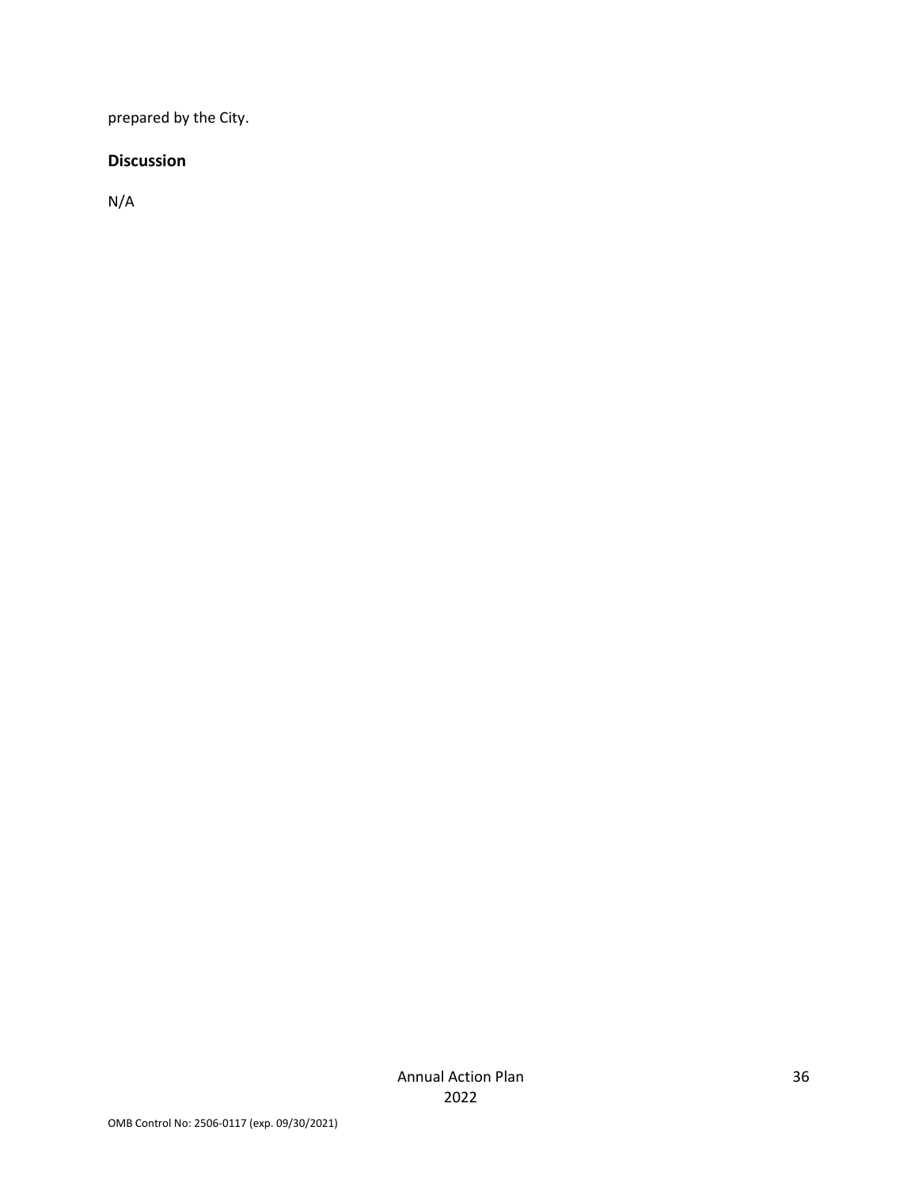prepared by the City.

**Discussion**

N/A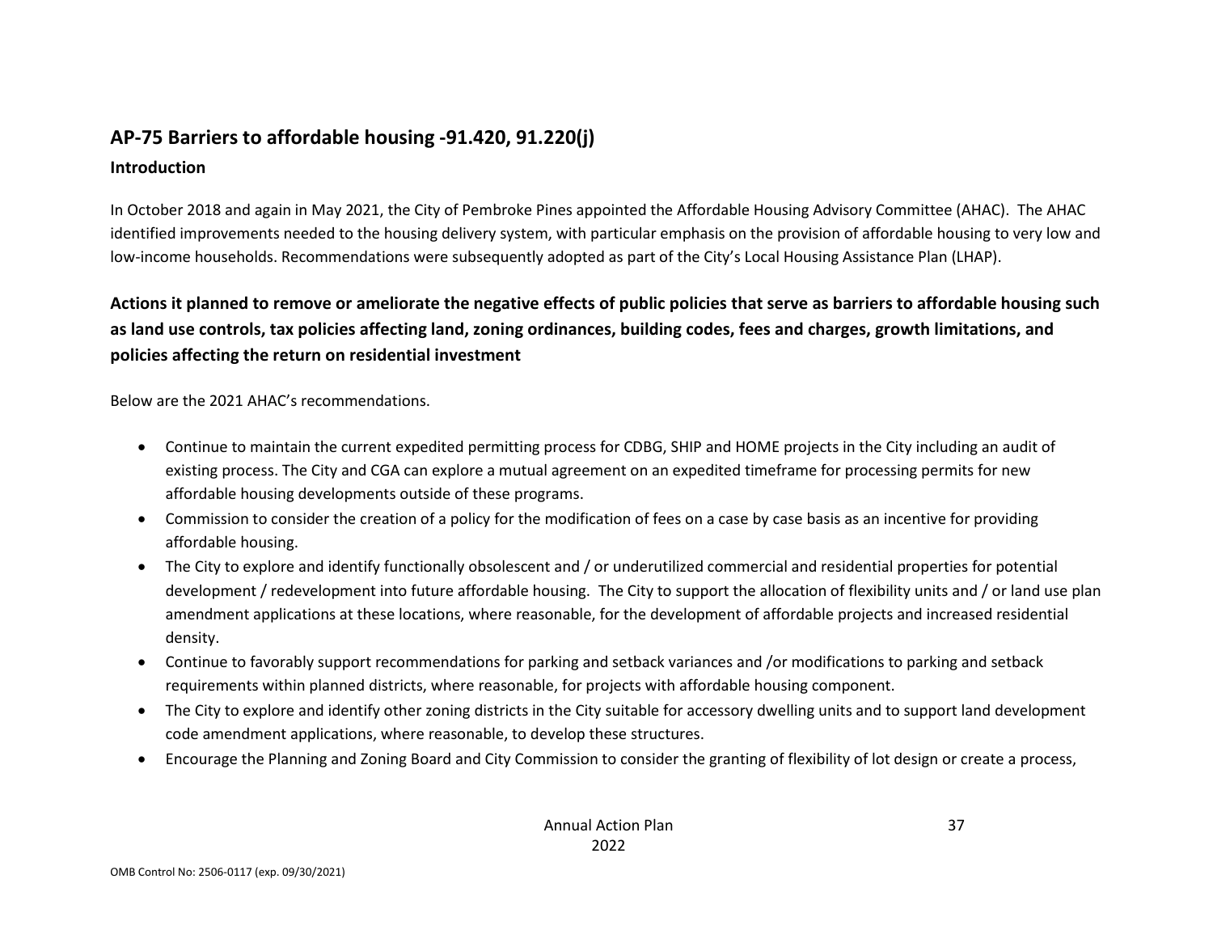## AP-75 Barriers to affordable housing -91.420, 91.220(j)

### Introduction

In October 2018 and again in May 2021, the City of Pembroke Pines appointed the Affordable Housing Advisory Committee (AHAC). The AHAC identified improvements needed to the housing delivery system, with particular emphasis on the provision of affordable housing to very low and low-income households. Recommendations were subsequently adopted as part of the City's Local Housing Assistance Plan (LHAP).

### Actions it planned to remove or ameliorate the negative effects of public policies that serve as barriers to affordable housing such as land use controls, tax policies affecting land, zoning ordinances, building codes, fees and charges, growth limitations, and policies affecting the return on residential investment

Below are the 2021 AHAC's recommendations.

- Continue to maintain the current expedited permitting process for CDBG, SHIP and HOME projects in the City including an audit of existing process. The City and CGA can explore a mutual agreement on an expedited timeframe for processing permits for new affordable housing developments outside of these programs.
- Commission to consider the creation of a policy for the modification of fees on a case by case basis as an incentive for providing affordable housing.
- The City to explore and identify functionally obsolescent and / or underutilized commercial and residential properties for potential development / redevelopment into future affordable housing. The City to support the allocation of flexibility units and / or land use plan amendment applications at these locations, where reasonable, for the development of affordable projects and increased residential density.
- Continue to favorably support recommendations for parking and setback variances and /or modifications to parking and setback requirements within planned districts, where reasonable, for projects with affordable housing component.
- The City to explore and identify other zoning districts in the City suitable for accessory dwelling units and to support land development code amendment applications, where reasonable, to develop these structures.
- Encourage the Planning and Zoning Board and City Commission to consider the granting of flexibility of lot design or create a process,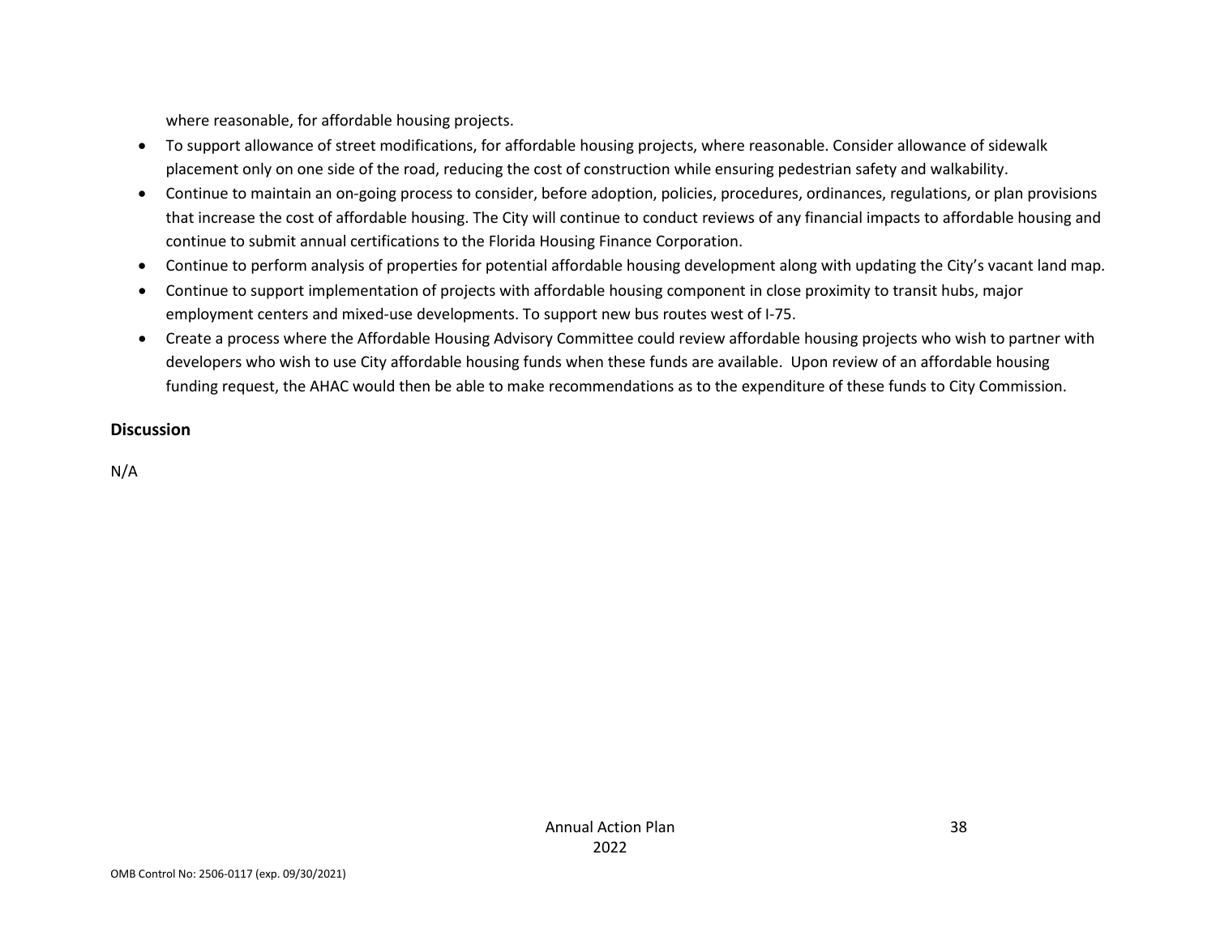where reasonable, for affordable housing projects.

- To support allowance of street modifications, for affordable housing projects, where reasonable. Consider allowance of sidewalk placement only on one side of the road, reducing the cost of construction while ensuring pedestrian safety and walkability.
- Continue to maintain an on-going process to consider, before adoption, policies, procedures, ordinances, regulations, or plan provisions that increase the cost of affordable housing. The City will continue to conduct reviews of any financial impacts to affordable housing and continue to submit annual certifications to the Florida Housing Finance Corporation.
- Continue to perform analysis of properties for potential affordable housing development along with updating the City's vacant land map.
- Continue to support implementation of projects with affordable housing component in close proximity to transit hubs, major employment centers and mixed-use developments. To support new bus routes west of I-75.
- Create a process where the Affordable Housing Advisory Committee could review affordable housing projects who wish to partner with developers who wish to use City affordable housing funds when these funds are available. Upon review of an affordable housing funding request, the AHAC would then be able to make recommendations as to the expenditure of these funds to City Commission.

## Discussion

N/A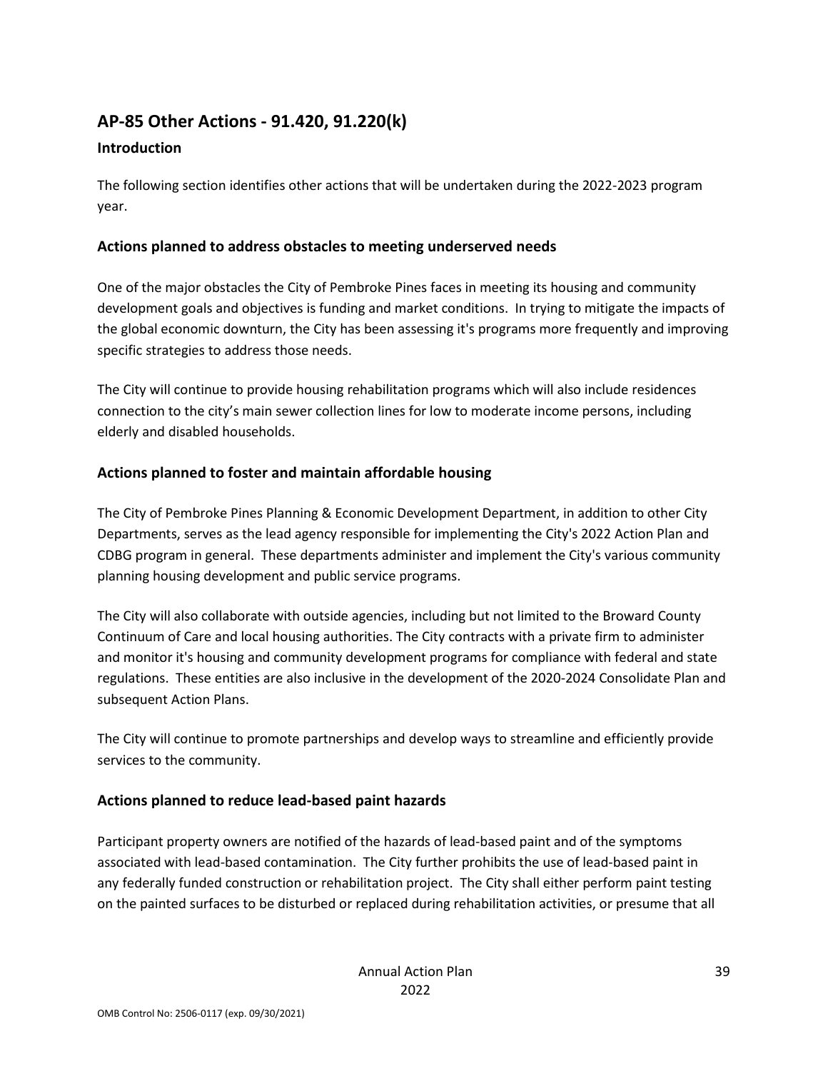## AP-85 Other Actions - 91.420, 91.220(k)

### Introduction

The following section identifies other actions that will be undertaken during the 2022-2023 program year.

### Actions planned to address obstacles to meeting underserved needs

One of the major obstacles the City of Pembroke Pines faces in meeting its housing and community development goals and objectives is funding and market conditions. In trying to mitigate the impacts of the global economic downturn, the City has been assessing it's programs more frequently and improving specific strategies to address those needs.

The City will continue to provide housing rehabilitation programs which will also include residences connection to the city's main sewer collection lines for low to moderate income persons, including elderly and disabled households.

### Actions planned to foster and maintain affordable housing

The City of Pembroke Pines Planning & Economic Development Department, in addition to other City Departments, serves as the lead agency responsible for implementing the City's 2022 Action Plan and CDBG program in general. These departments administer and implement the City's various community planning housing development and public service programs.

The City will also collaborate with outside agencies, including but not limited to the Broward County Continuum of Care and local housing authorities. The City contracts with a private firm to administer and monitor it's housing and community development programs for compliance with federal and state regulations. These entities are also inclusive in the development of the 2020-2024 Consolidate Plan and subsequent Action Plans.

The City will continue to promote partnerships and develop ways to streamline and efficiently provide services to the community.

### Actions planned to reduce lead-based paint hazards

Participant property owners are notified of the hazards of lead-based paint and of the symptoms associated with lead-based contamination. The City further prohibits the use of lead-based paint in any federally funded construction or rehabilitation project. The City shall either perform paint testing on the painted surfaces to be disturbed or replaced during rehabilitation activities, or presume that all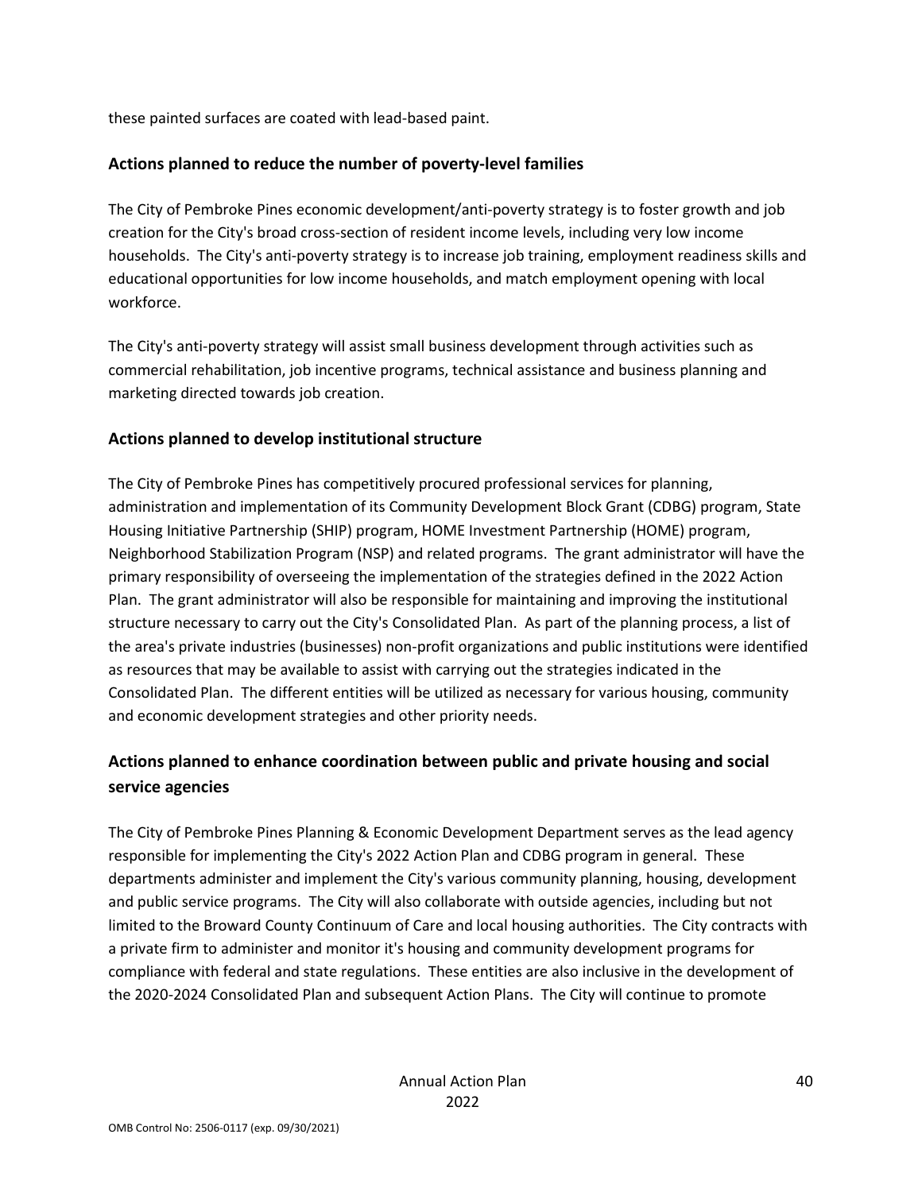these painted surfaces are coated with lead-based paint.

## Actions planned to reduce the number of poverty-level families

The City of Pembroke Pines economic development/anti-poverty strategy is to foster growth and job creation for the City's broad cross-section of resident income levels, including very low income households. The City's anti-poverty strategy is to increase job training, employment readiness skills and educational opportunities for low income households, and match employment opening with local workforce.

The City's anti-poverty strategy will assist small business development through activities such as commercial rehabilitation, job incentive programs, technical assistance and business planning and marketing directed towards job creation.

## Actions planned to develop institutional structure

The City of Pembroke Pines has competitively procured professional services for planning, administration and implementation of its Community Development Block Grant (CDBG) program, State Housing Initiative Partnership (SHIP) program, HOME Investment Partnership (HOME) program, Neighborhood Stabilization Program (NSP) and related programs. The grant administrator will have the primary responsibility of overseeing the implementation of the strategies defined in the 2022 Action Plan. The grant administrator will also be responsible for maintaining and improving the institutional structure necessary to carry out the City's Consolidated Plan. As part of the planning process, a list of the area's private industries (businesses) non-profit organizations and public institutions were identified as resources that may be available to assist with carrying out the strategies indicated in the Consolidated Plan. The different entities will be utilized as necessary for various housing, community and economic development strategies and other priority needs.

## Actions planned to enhance coordination between public and private housing and social service agencies

The City of Pembroke Pines Planning & Economic Development Department serves as the lead agency responsible for implementing the City's 2022 Action Plan and CDBG program in general. These departments administer and implement the City's various community planning, housing, development and public service programs. The City will also collaborate with outside agencies, including but not limited to the Broward County Continuum of Care and local housing authorities. The City contracts with a private firm to administer and monitor it's housing and community development programs for compliance with federal and state regulations. These entities are also inclusive in the development of the 2020-2024 Consolidated Plan and subsequent Action Plans. The City will continue to promote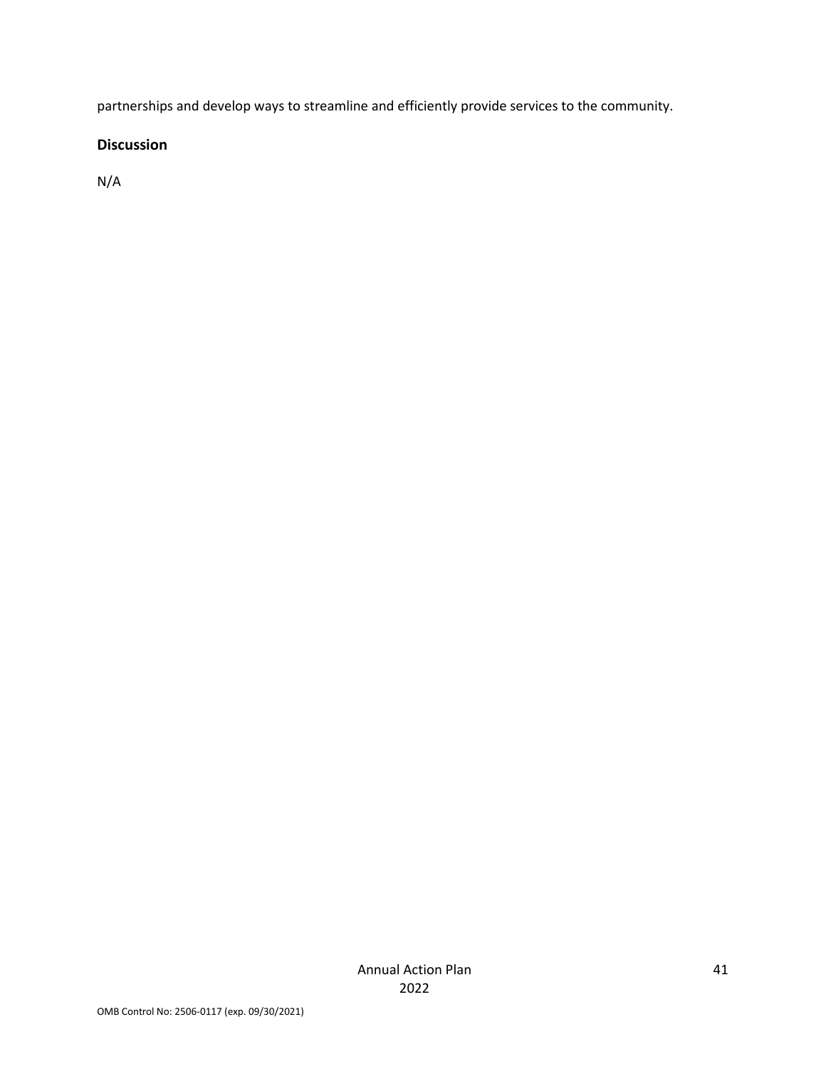partnerships and develop ways to streamline and efficiently provide services to the community.

### Discussion

N/A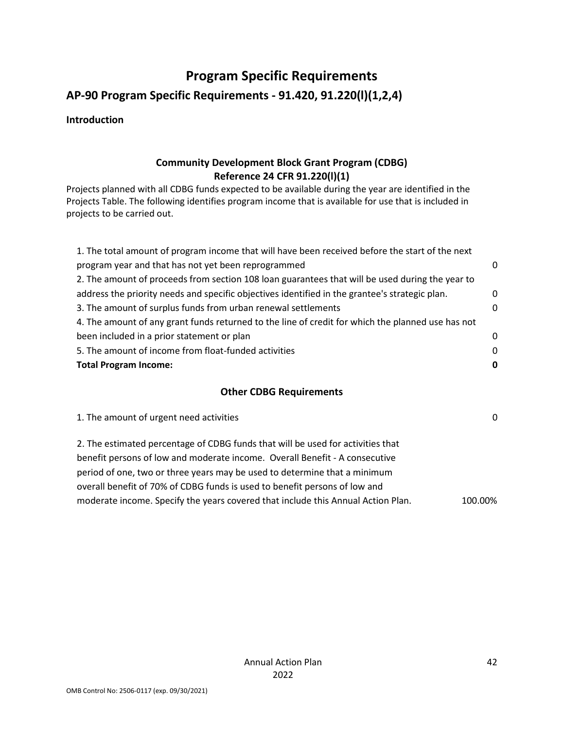# Program Specific Requirements

## AP-90 Program Specific Requirements - 91.420, 91.220(l)(1,2,4)

**Introduction**

### Community Development Block Grant Program (CDBG)
### Reference 24 CFR 91.220(l)(1)

Projects planned with all CDBG funds expected to be available during the year are identified in the Projects Table. The following identifies program income that is available for use that is included in projects to be carried out.

| | |
|---|---|
| 1. The total amount of program income that will have been received before the start of the next program year and that has not yet been reprogrammed | 0 |
| 2. The amount of proceeds from section 108 loan guarantees that will be used during the year to address the priority needs and specific objectives identified in the grantee's strategic plan. | 0 |
| 3. The amount of surplus funds from urban renewal settlements | 0 |
| 4. The amount of any grant funds returned to the line of credit for which the planned use has not been included in a prior statement or plan | 0 |
| 5. The amount of income from float-funded activities | 0 |
| **Total Program Income:** | **0** |

### Other CDBG Requirements

| | |
|---|---|
| 1. The amount of urgent need activities | 0 |
| 2. The estimated percentage of CDBG funds that will be used for activities that benefit persons of low and moderate income. Overall Benefit - A consecutive period of one, two or three years may be used to determine that a minimum overall benefit of 70% of CDBG funds is used to benefit persons of low and moderate income. Specify the years covered that include this Annual Action Plan. | 100.00% |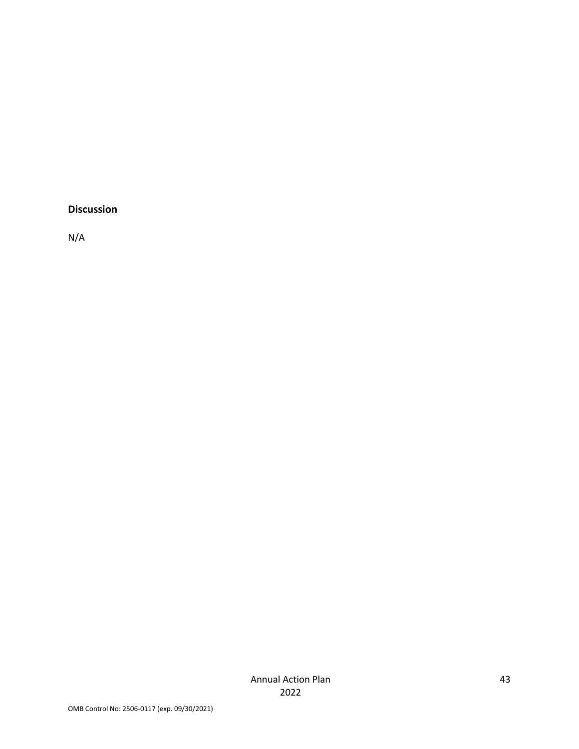**Discussion**

N/A